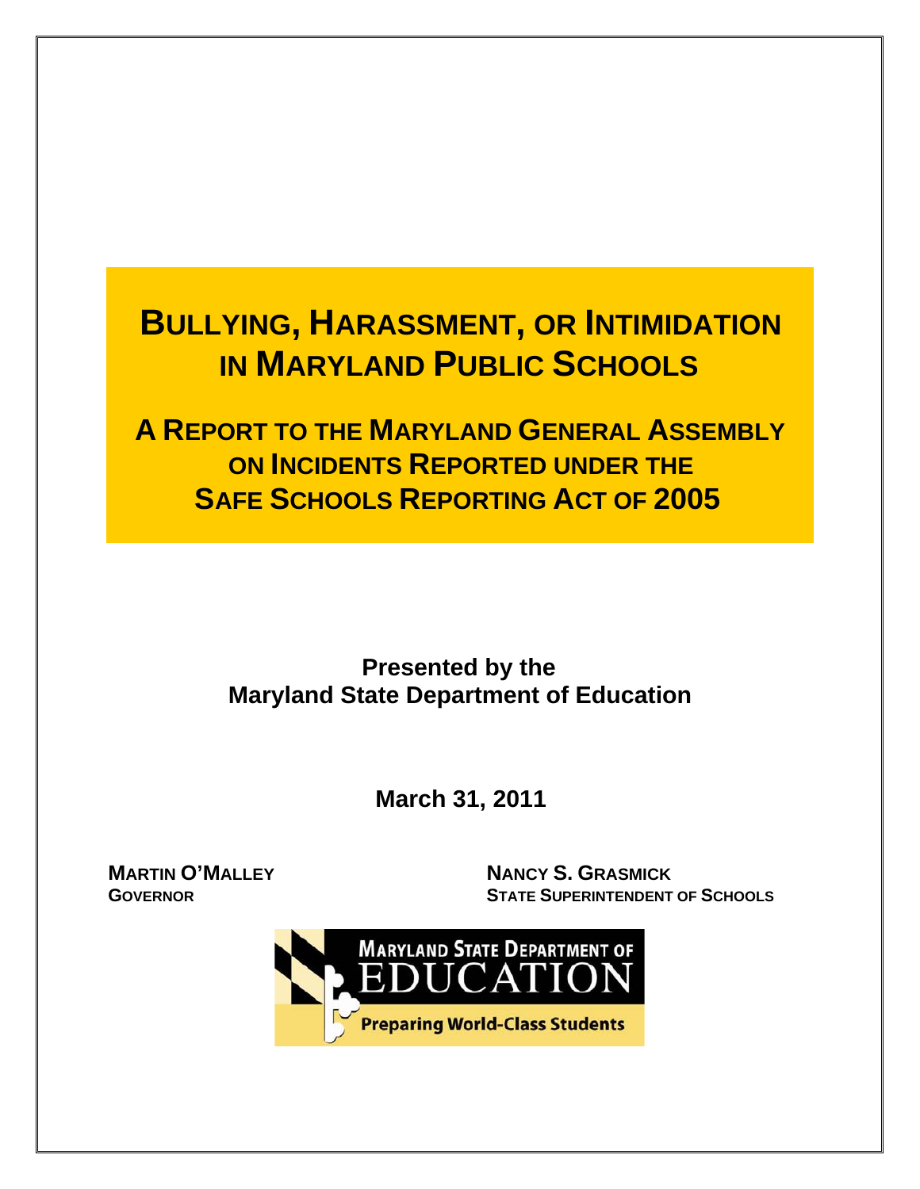# BULLYING, HARASSMENT, OR INTIMIDATION IN MARYLAND PUBLIC SCHOOLS

## A REPORT TO THE MARYLAND GENERAL ASSEMBLY ON INCIDENTS REPORTED UNDER THE SAFE SCHOOLS REPORTING ACT OF 2005

**Presented by the**
**Maryland State Department of Education**

**March 31, 2011**

**MARTIN O'MALLEY**
**GOVERNOR**

**NANCY S. GRASMICK**
**STATE SUPERINTENDENT OF SCHOOLS**

MARYLAND STATE DEPARTMENT OF EDUCATION

Preparing World-Class Students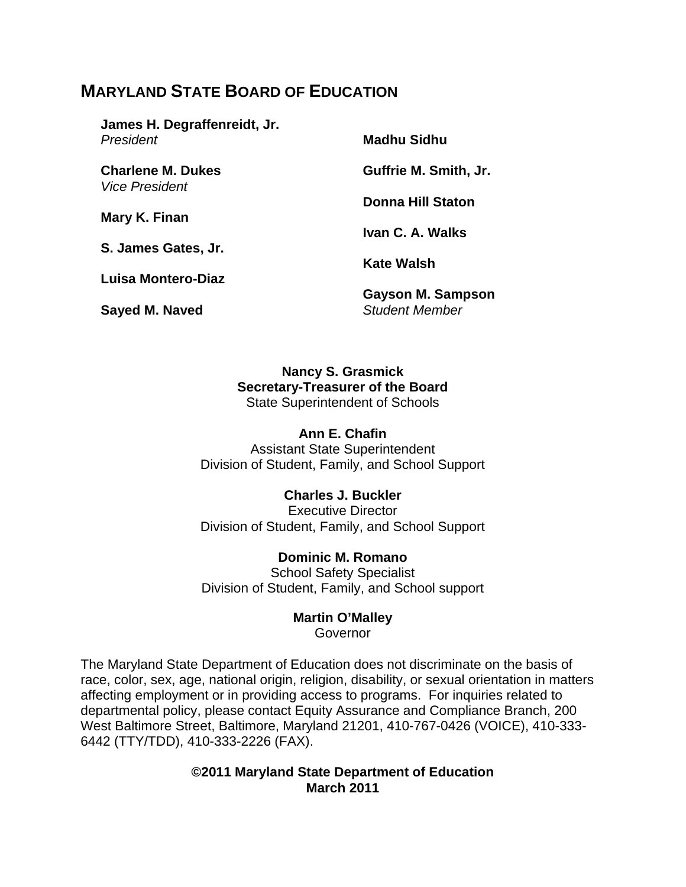## MARYLAND STATE BOARD OF EDUCATION

**James H. Degraffenreidt, Jr.**
*President*

**Charlene M. Dukes**
*Vice President*

**Mary K. Finan**

**S. James Gates, Jr.**

**Luisa Montero-Diaz**

**Sayed M. Naved**

**Madhu Sidhu**

**Guffrie M. Smith, Jr.**

**Donna Hill Staton**

**Ivan C. A. Walks**

**Kate Walsh**

**Gayson M. Sampson**
*Student Member*

**Nancy S. Grasmick**
**Secretary-Treasurer of the Board**
State Superintendent of Schools

**Ann E. Chafin**
Assistant State Superintendent
Division of Student, Family, and School Support

**Charles J. Buckler**
Executive Director
Division of Student, Family, and School Support

**Dominic M. Romano**
School Safety Specialist
Division of Student, Family, and School support

**Martin O'Malley**
Governor

The Maryland State Department of Education does not discriminate on the basis of race, color, sex, age, national origin, religion, disability, or sexual orientation in matters affecting employment or in providing access to programs. For inquiries related to departmental policy, please contact Equity Assurance and Compliance Branch, 200 West Baltimore Street, Baltimore, Maryland 21201, 410-767-0426 (VOICE), 410-333-6442 (TTY/TDD), 410-333-2226 (FAX).

**©2011 Maryland State Department of Education**
**March 2011**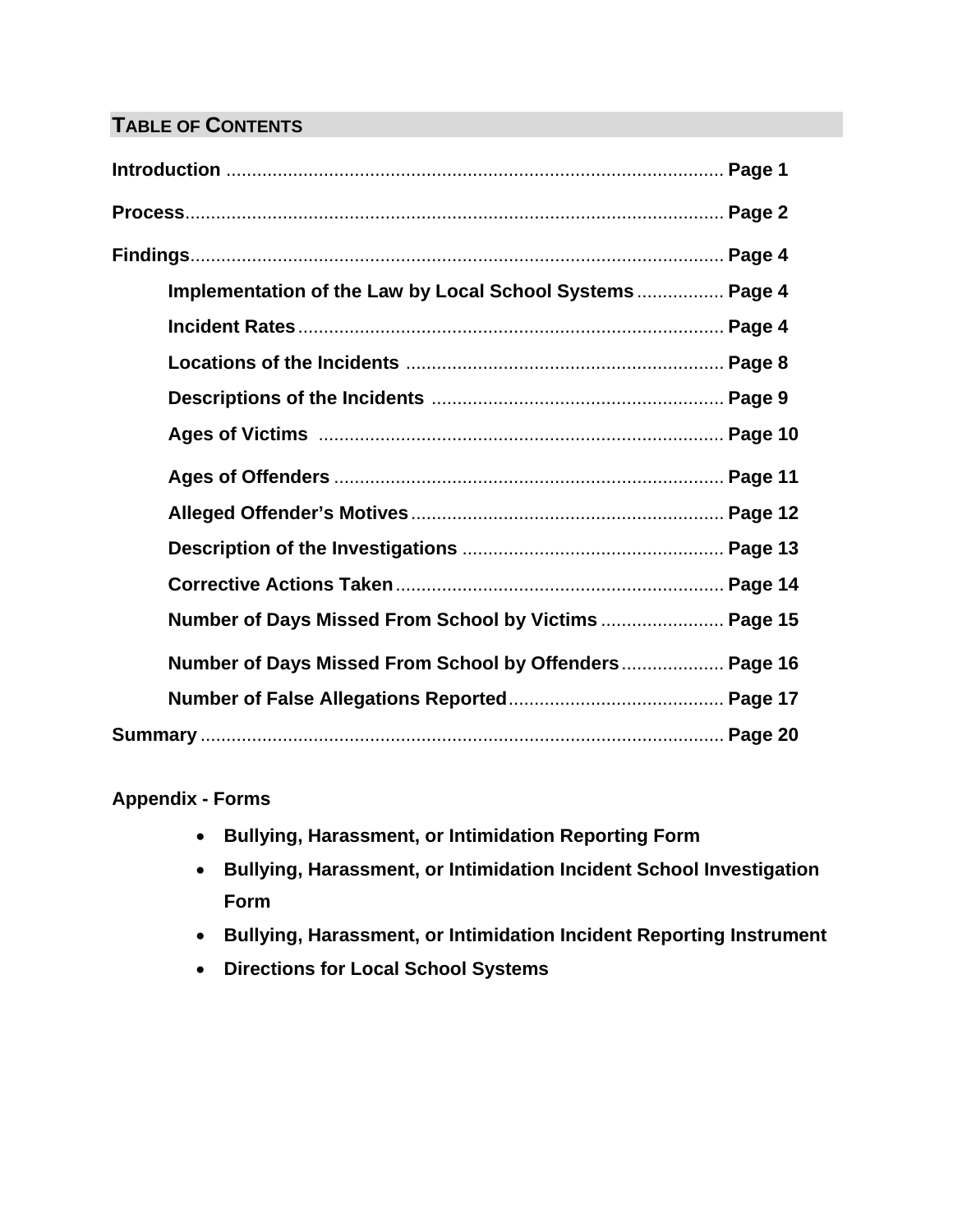## TABLE OF CONTENTS

**Introduction** ........................................................................................ **Page 1**

**Process** ................................................................................................ **Page 2**

**Findings** ............................................................................................... **Page 4**

- **Implementation of the Law by Local School Systems** ................. **Page 4**
- **Incident Rates** .................................................................................. **Page 4**
- **Locations of the Incidents** ............................................................. **Page 8**
- **Descriptions of the Incidents** ......................................................... **Page 9**
- **Ages of Victims** ............................................................................... **Page 10**
- **Ages of Offenders** ........................................................................... **Page 11**
- **Alleged Offender's Motives** ............................................................. **Page 12**
- **Description of the Investigations** ................................................... **Page 13**
- **Corrective Actions Taken** ................................................................ **Page 14**
- **Number of Days Missed From School by Victims** ........................ **Page 15**
- **Number of Days Missed From School by Offenders** .................... **Page 16**
- **Number of False Allegations Reported** .......................................... **Page 17**

**Summary** .............................................................................................. **Page 20**

**Appendix - Forms**

- **Bullying, Harassment, or Intimidation Reporting Form**
- **Bullying, Harassment, or Intimidation Incident School Investigation Form**
- **Bullying, Harassment, or Intimidation Incident Reporting Instrument**
- **Directions for Local School Systems**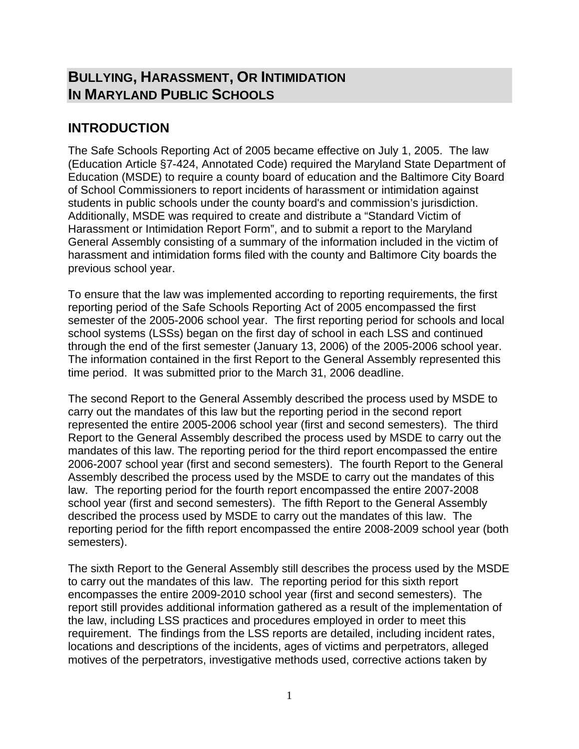# BULLYING, HARASSMENT, OR INTIMIDATION IN MARYLAND PUBLIC SCHOOLS

## INTRODUCTION

The Safe Schools Reporting Act of 2005 became effective on July 1, 2005. The law (Education Article §7-424, Annotated Code) required the Maryland State Department of Education (MSDE) to require a county board of education and the Baltimore City Board of School Commissioners to report incidents of harassment or intimidation against students in public schools under the county board's and commission's jurisdiction. Additionally, MSDE was required to create and distribute a "Standard Victim of Harassment or Intimidation Report Form", and to submit a report to the Maryland General Assembly consisting of a summary of the information included in the victim of harassment and intimidation forms filed with the county and Baltimore City boards the previous school year.

To ensure that the law was implemented according to reporting requirements, the first reporting period of the Safe Schools Reporting Act of 2005 encompassed the first semester of the 2005-2006 school year. The first reporting period for schools and local school systems (LSSs) began on the first day of school in each LSS and continued through the end of the first semester (January 13, 2006) of the 2005-2006 school year. The information contained in the first Report to the General Assembly represented this time period. It was submitted prior to the March 31, 2006 deadline.

The second Report to the General Assembly described the process used by MSDE to carry out the mandates of this law but the reporting period in the second report represented the entire 2005-2006 school year (first and second semesters). The third Report to the General Assembly described the process used by MSDE to carry out the mandates of this law. The reporting period for the third report encompassed the entire 2006-2007 school year (first and second semesters). The fourth Report to the General Assembly described the process used by the MSDE to carry out the mandates of this law. The reporting period for the fourth report encompassed the entire 2007-2008 school year (first and second semesters). The fifth Report to the General Assembly described the process used by MSDE to carry out the mandates of this law. The reporting period for the fifth report encompassed the entire 2008-2009 school year (both semesters).

The sixth Report to the General Assembly still describes the process used by the MSDE to carry out the mandates of this law. The reporting period for this sixth report encompasses the entire 2009-2010 school year (first and second semesters). The report still provides additional information gathered as a result of the implementation of the law, including LSS practices and procedures employed in order to meet this requirement. The findings from the LSS reports are detailed, including incident rates, locations and descriptions of the incidents, ages of victims and perpetrators, alleged motives of the perpetrators, investigative methods used, corrective actions taken by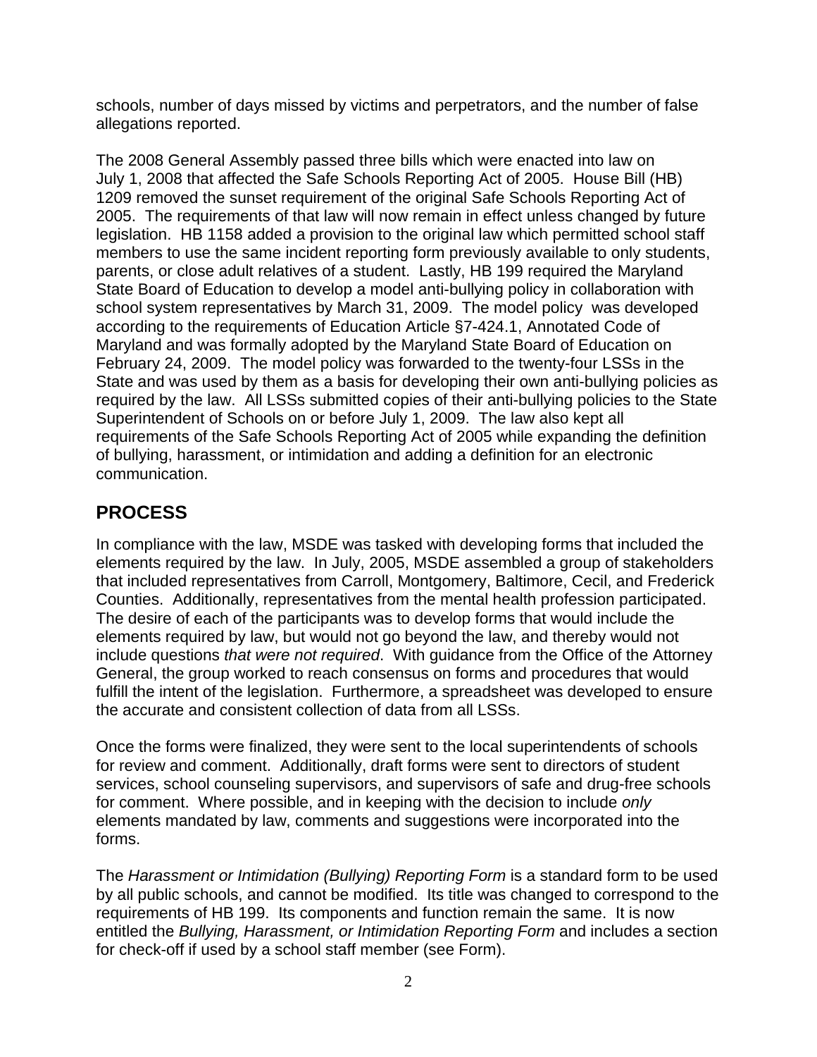schools, number of days missed by victims and perpetrators, and the number of false allegations reported.

The 2008 General Assembly passed three bills which were enacted into law on July 1, 2008 that affected the Safe Schools Reporting Act of 2005. House Bill (HB) 1209 removed the sunset requirement of the original Safe Schools Reporting Act of 2005. The requirements of that law will now remain in effect unless changed by future legislation. HB 1158 added a provision to the original law which permitted school staff members to use the same incident reporting form previously available to only students, parents, or close adult relatives of a student. Lastly, HB 199 required the Maryland State Board of Education to develop a model anti-bullying policy in collaboration with school system representatives by March 31, 2009. The model policy was developed according to the requirements of Education Article §7-424.1, Annotated Code of Maryland and was formally adopted by the Maryland State Board of Education on February 24, 2009. The model policy was forwarded to the twenty-four LSSs in the State and was used by them as a basis for developing their own anti-bullying policies as required by the law. All LSSs submitted copies of their anti-bullying policies to the State Superintendent of Schools on or before July 1, 2009. The law also kept all requirements of the Safe Schools Reporting Act of 2005 while expanding the definition of bullying, harassment, or intimidation and adding a definition for an electronic communication.

## PROCESS

In compliance with the law, MSDE was tasked with developing forms that included the elements required by the law. In July, 2005, MSDE assembled a group of stakeholders that included representatives from Carroll, Montgomery, Baltimore, Cecil, and Frederick Counties. Additionally, representatives from the mental health profession participated. The desire of each of the participants was to develop forms that would include the elements required by law, but would not go beyond the law, and thereby would not include questions *that were not required*. With guidance from the Office of the Attorney General, the group worked to reach consensus on forms and procedures that would fulfill the intent of the legislation. Furthermore, a spreadsheet was developed to ensure the accurate and consistent collection of data from all LSSs.

Once the forms were finalized, they were sent to the local superintendents of schools for review and comment. Additionally, draft forms were sent to directors of student services, school counseling supervisors, and supervisors of safe and drug-free schools for comment. Where possible, and in keeping with the decision to include *only* elements mandated by law, comments and suggestions were incorporated into the forms.

The *Harassment or Intimidation (Bullying) Reporting Form* is a standard form to be used by all public schools, and cannot be modified. Its title was changed to correspond to the requirements of HB 199. Its components and function remain the same. It is now entitled the *Bullying, Harassment, or Intimidation Reporting Form* and includes a section for check-off if used by a school staff member (see Form).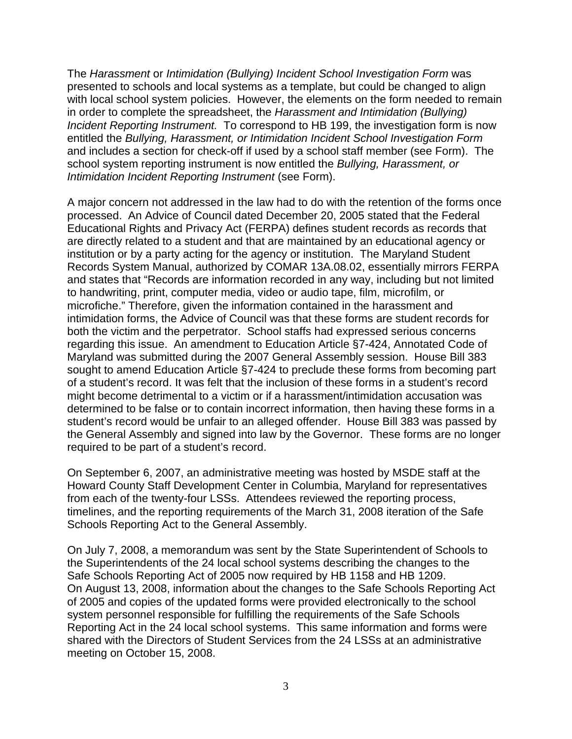The *Harassment* or *Intimidation (Bullying) Incident School Investigation Form* was presented to schools and local systems as a template, but could be changed to align with local school system policies. However, the elements on the form needed to remain in order to complete the spreadsheet, the *Harassment and Intimidation (Bullying) Incident Reporting Instrument.* To correspond to HB 199, the investigation form is now entitled the *Bullying, Harassment, or Intimidation Incident School Investigation Form* and includes a section for check-off if used by a school staff member (see Form). The school system reporting instrument is now entitled the *Bullying, Harassment, or Intimidation Incident Reporting Instrument* (see Form).

A major concern not addressed in the law had to do with the retention of the forms once processed. An Advice of Council dated December 20, 2005 stated that the Federal Educational Rights and Privacy Act (FERPA) defines student records as records that are directly related to a student and that are maintained by an educational agency or institution or by a party acting for the agency or institution. The Maryland Student Records System Manual, authorized by COMAR 13A.08.02, essentially mirrors FERPA and states that "Records are information recorded in any way, including but not limited to handwriting, print, computer media, video or audio tape, film, microfilm, or microfiche." Therefore, given the information contained in the harassment and intimidation forms, the Advice of Council was that these forms are student records for both the victim and the perpetrator. School staffs had expressed serious concerns regarding this issue. An amendment to Education Article §7-424, Annotated Code of Maryland was submitted during the 2007 General Assembly session. House Bill 383 sought to amend Education Article §7-424 to preclude these forms from becoming part of a student's record. It was felt that the inclusion of these forms in a student's record might become detrimental to a victim or if a harassment/intimidation accusation was determined to be false or to contain incorrect information, then having these forms in a student's record would be unfair to an alleged offender. House Bill 383 was passed by the General Assembly and signed into law by the Governor. These forms are no longer required to be part of a student's record.

On September 6, 2007, an administrative meeting was hosted by MSDE staff at the Howard County Staff Development Center in Columbia, Maryland for representatives from each of the twenty-four LSSs. Attendees reviewed the reporting process, timelines, and the reporting requirements of the March 31, 2008 iteration of the Safe Schools Reporting Act to the General Assembly.

On July 7, 2008, a memorandum was sent by the State Superintendent of Schools to the Superintendents of the 24 local school systems describing the changes to the Safe Schools Reporting Act of 2005 now required by HB 1158 and HB 1209. On August 13, 2008, information about the changes to the Safe Schools Reporting Act of 2005 and copies of the updated forms were provided electronically to the school system personnel responsible for fulfilling the requirements of the Safe Schools Reporting Act in the 24 local school systems. This same information and forms were shared with the Directors of Student Services from the 24 LSSs at an administrative meeting on October 15, 2008.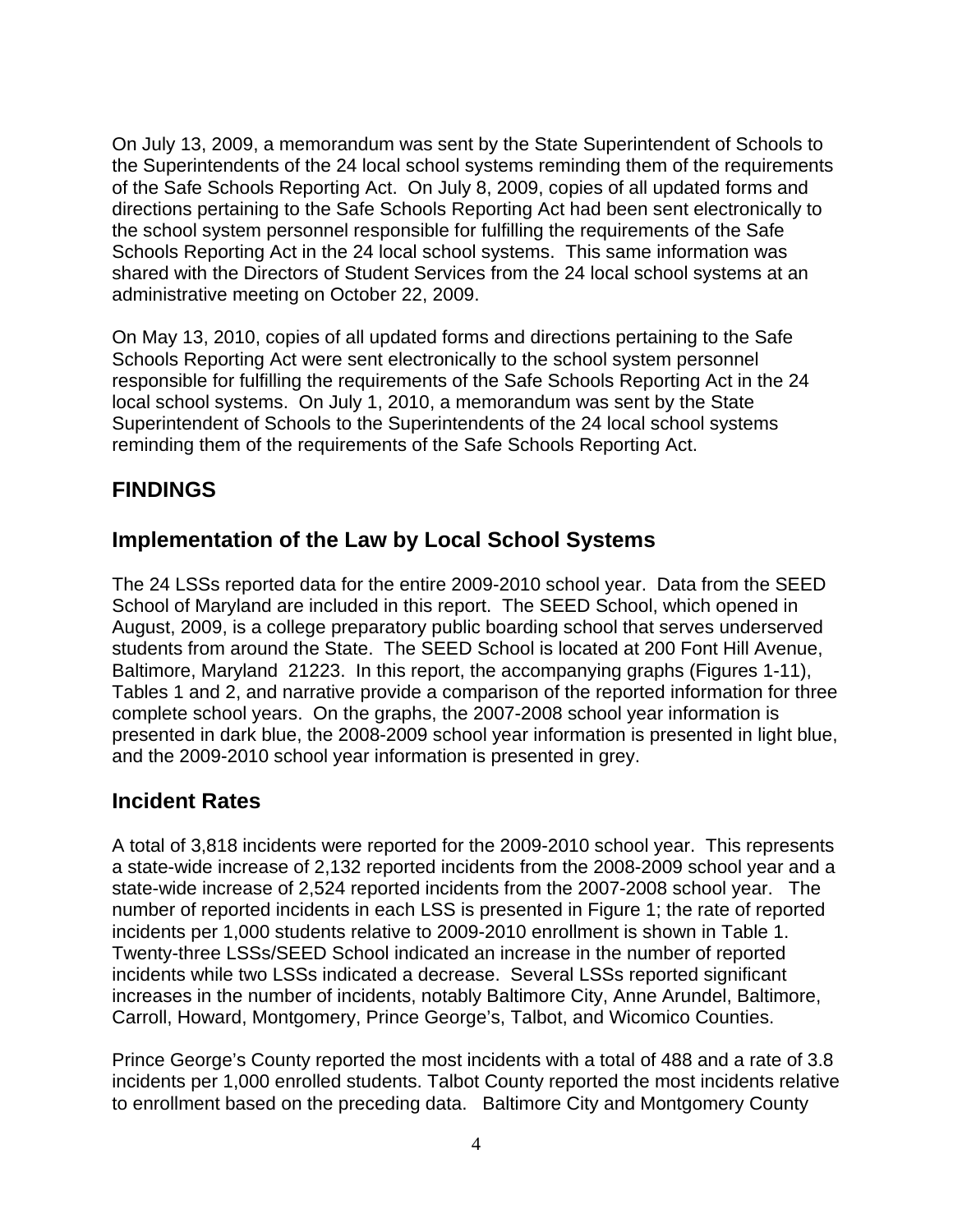On July 13, 2009, a memorandum was sent by the State Superintendent of Schools to the Superintendents of the 24 local school systems reminding them of the requirements of the Safe Schools Reporting Act. On July 8, 2009, copies of all updated forms and directions pertaining to the Safe Schools Reporting Act had been sent electronically to the school system personnel responsible for fulfilling the requirements of the Safe Schools Reporting Act in the 24 local school systems. This same information was shared with the Directors of Student Services from the 24 local school systems at an administrative meeting on October 22, 2009.

On May 13, 2010, copies of all updated forms and directions pertaining to the Safe Schools Reporting Act were sent electronically to the school system personnel responsible for fulfilling the requirements of the Safe Schools Reporting Act in the 24 local school systems. On July 1, 2010, a memorandum was sent by the State Superintendent of Schools to the Superintendents of the 24 local school systems reminding them of the requirements of the Safe Schools Reporting Act.

## FINDINGS

## Implementation of the Law by Local School Systems

The 24 LSSs reported data for the entire 2009-2010 school year. Data from the SEED School of Maryland are included in this report. The SEED School, which opened in August, 2009, is a college preparatory public boarding school that serves underserved students from around the State. The SEED School is located at 200 Font Hill Avenue, Baltimore, Maryland 21223. In this report, the accompanying graphs (Figures 1-11), Tables 1 and 2, and narrative provide a comparison of the reported information for three complete school years. On the graphs, the 2007-2008 school year information is presented in dark blue, the 2008-2009 school year information is presented in light blue, and the 2009-2010 school year information is presented in grey.

## Incident Rates

A total of 3,818 incidents were reported for the 2009-2010 school year. This represents a state-wide increase of 2,132 reported incidents from the 2008-2009 school year and a state-wide increase of 2,524 reported incidents from the 2007-2008 school year. The number of reported incidents in each LSS is presented in Figure 1; the rate of reported incidents per 1,000 students relative to 2009-2010 enrollment is shown in Table 1. Twenty-three LSSs/SEED School indicated an increase in the number of reported incidents while two LSSs indicated a decrease. Several LSSs reported significant increases in the number of incidents, notably Baltimore City, Anne Arundel, Baltimore, Carroll, Howard, Montgomery, Prince George's, Talbot, and Wicomico Counties.

Prince George's County reported the most incidents with a total of 488 and a rate of 3.8 incidents per 1,000 enrolled students. Talbot County reported the most incidents relative to enrollment based on the preceding data. Baltimore City and Montgomery County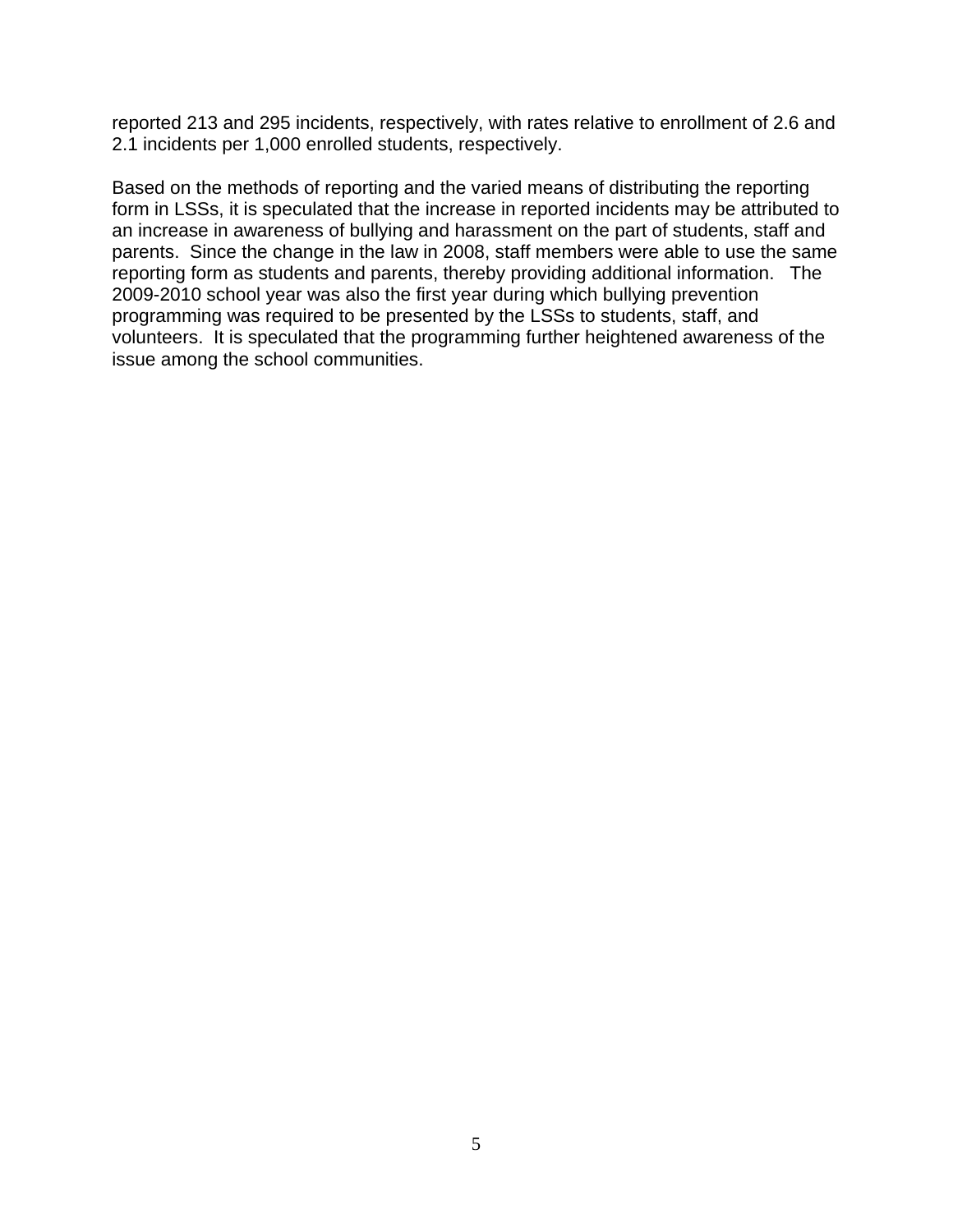reported 213 and 295 incidents, respectively, with rates relative to enrollment of 2.6 and 2.1 incidents per 1,000 enrolled students, respectively.

Based on the methods of reporting and the varied means of distributing the reporting form in LSSs, it is speculated that the increase in reported incidents may be attributed to an increase in awareness of bullying and harassment on the part of students, staff and parents. Since the change in the law in 2008, staff members were able to use the same reporting form as students and parents, thereby providing additional information. The 2009-2010 school year was also the first year during which bullying prevention programming was required to be presented by the LSSs to students, staff, and volunteers. It is speculated that the programming further heightened awareness of the issue among the school communities.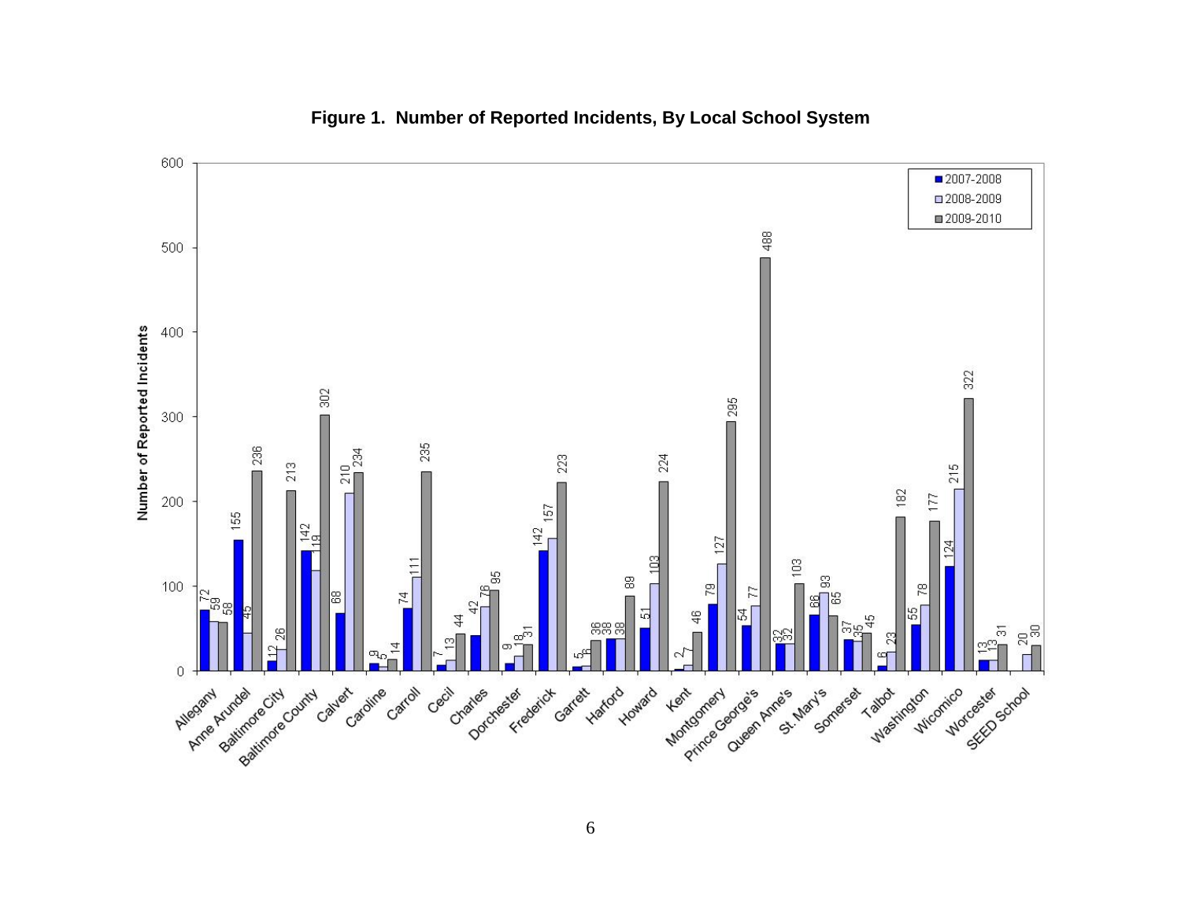**Figure 1. Number of Reported Incidents, By Local School System**

| Local School System | 2007-2008 | 2008-2009 | 2009-2010 |
|---|---|---|---|
| Allegany | 72 | 59 | 58 |
| Anne Arundel | 155 | 45 | 236 |
| Baltimore City | 12 | 26 | 213 |
| Baltimore County | 142 | 119 | 302 |
| Calvert | 68 | 210 | 234 |
| Caroline | 9 | 5 | 14 |
| Carroll | 74 | 111 | 235 |
| Cecil | 7 | 13 | 44 |
| Charles | 42 | 76 | 95 |
| Dorchester | 9 | 18 | 31 |
| Frederick | 142 | 157 | 223 |
| Garrett | 5 | 6 | 36 |
| Harford | 38 | 38 | 89 |
| Howard | 51 | 103 | 224 |
| Kent | 2 | 7 | 46 |
| Montgomery | 79 | 127 | 295 |
| Prince George's | 54 | 77 | 488 |
| Queen Anne's | 32 | 32 | 103 |
| St. Mary's | 66 | 93 | 65 |
| Somerset | 37 | 35 | 45 |
| Talbot | 6 | 23 | 182 |
| Washington | 55 | 78 | 177 |
| Wicomico | 124 | 215 | 322 |
| Worcester | 13 | 13 | 31 |
| SEED School | | 20 | 30 |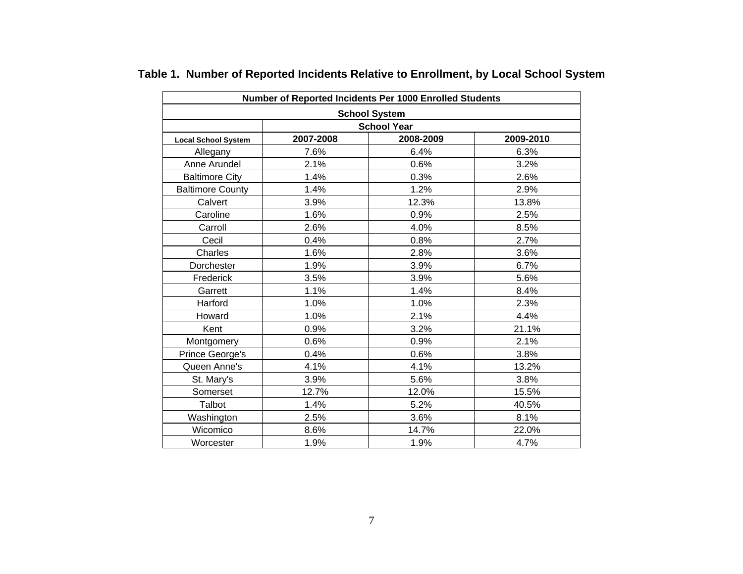**Table 1. Number of Reported Incidents Relative to Enrollment, by Local School System**

| Number of Reported Incidents Per 1000 Enrolled Students | | | |
|---|---|---|---|
| School System | | | |
| | School Year | | |
| **Local School System** | **2007-2008** | **2008-2009** | **2009-2010** |
| Allegany | 7.6% | 6.4% | 6.3% |
| Anne Arundel | 2.1% | 0.6% | 3.2% |
| Baltimore City | 1.4% | 0.3% | 2.6% |
| Baltimore County | 1.4% | 1.2% | 2.9% |
| Calvert | 3.9% | 12.3% | 13.8% |
| Caroline | 1.6% | 0.9% | 2.5% |
| Carroll | 2.6% | 4.0% | 8.5% |
| Cecil | 0.4% | 0.8% | 2.7% |
| Charles | 1.6% | 2.8% | 3.6% |
| Dorchester | 1.9% | 3.9% | 6.7% |
| Frederick | 3.5% | 3.9% | 5.6% |
| Garrett | 1.1% | 1.4% | 8.4% |
| Harford | 1.0% | 1.0% | 2.3% |
| Howard | 1.0% | 2.1% | 4.4% |
| Kent | 0.9% | 3.2% | 21.1% |
| Montgomery | 0.6% | 0.9% | 2.1% |
| Prince George's | 0.4% | 0.6% | 3.8% |
| Queen Anne's | 4.1% | 4.1% | 13.2% |
| St. Mary's | 3.9% | 5.6% | 3.8% |
| Somerset | 12.7% | 12.0% | 15.5% |
| Talbot | 1.4% | 5.2% | 40.5% |
| Washington | 2.5% | 3.6% | 8.1% |
| Wicomico | 8.6% | 14.7% | 22.0% |
| Worcester | 1.9% | 1.9% | 4.7% |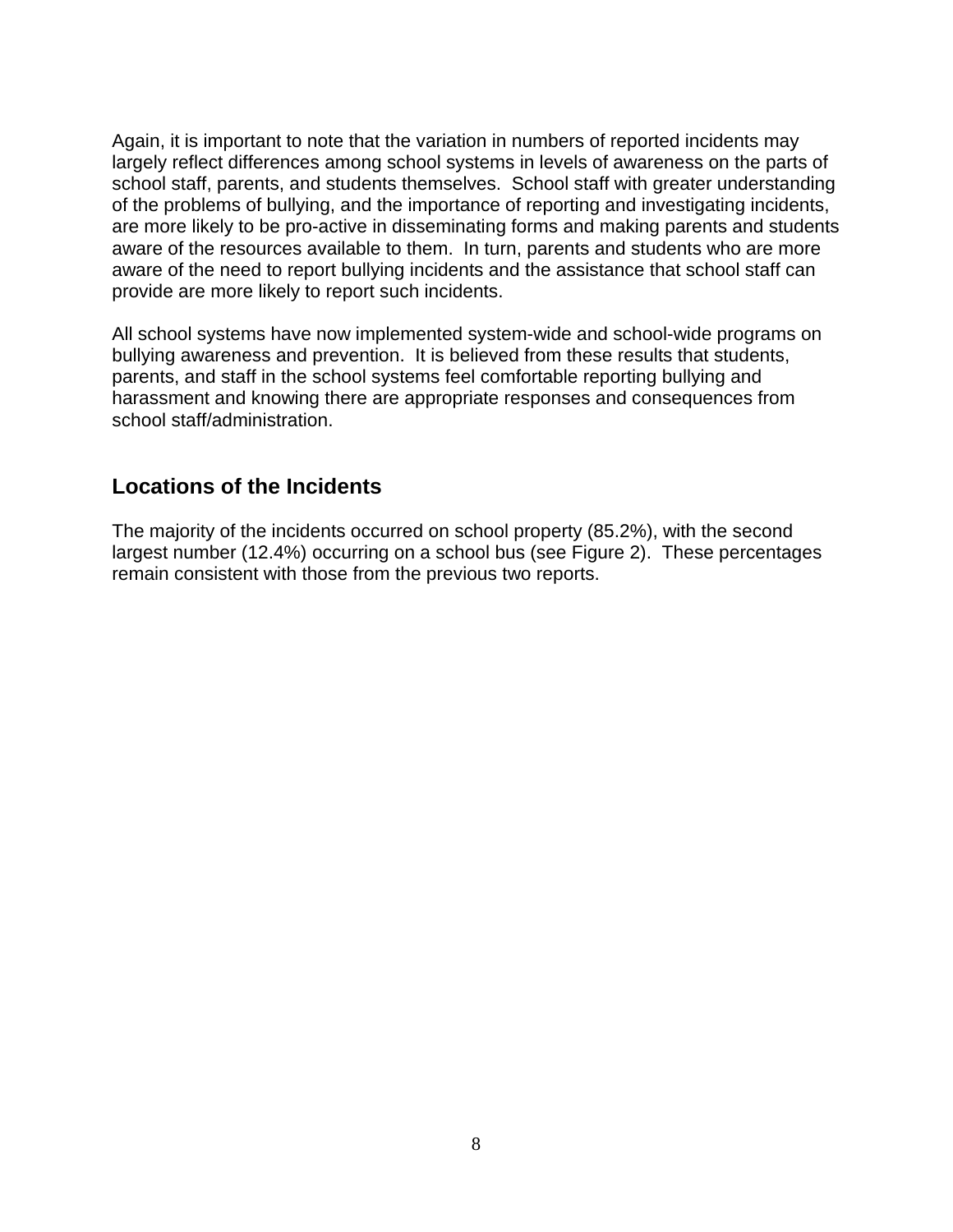Again, it is important to note that the variation in numbers of reported incidents may largely reflect differences among school systems in levels of awareness on the parts of school staff, parents, and students themselves. School staff with greater understanding of the problems of bullying, and the importance of reporting and investigating incidents, are more likely to be pro-active in disseminating forms and making parents and students aware of the resources available to them. In turn, parents and students who are more aware of the need to report bullying incidents and the assistance that school staff can provide are more likely to report such incidents.

All school systems have now implemented system-wide and school-wide programs on bullying awareness and prevention. It is believed from these results that students, parents, and staff in the school systems feel comfortable reporting bullying and harassment and knowing there are appropriate responses and consequences from school staff/administration.

## Locations of the Incidents

The majority of the incidents occurred on school property (85.2%), with the second largest number (12.4%) occurring on a school bus (see Figure 2). These percentages remain consistent with those from the previous two reports.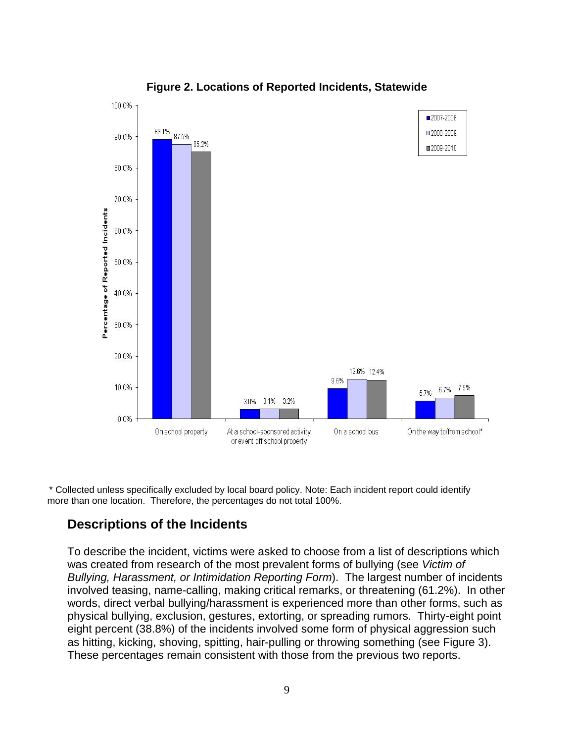**Figure 2. Locations of Reported Incidents, Statewide**

| Location | 2007-2008 | 2008-2009 | 2009-2010 |
|---|---|---|---|
| On school property | 89.1% | 87.5% | 85.2% |
| At a school-sponsored activity or event off school property | 3.0% | 3.1% | 3.2% |
| On a school bus | 9.6% | 12.6% | 12.4% |
| On the way to/from school* | 5.7% | 6.7% | 7.5% |

\* Collected unless specifically excluded by local board policy. Note: Each incident report could identify more than one location. Therefore, the percentages do not total 100%.

## Descriptions of the Incidents

To describe the incident, victims were asked to choose from a list of descriptions which was created from research of the most prevalent forms of bullying (see *Victim of Bullying, Harassment, or Intimidation Reporting Form*). The largest number of incidents involved teasing, name-calling, making critical remarks, or threatening (61.2%). In other words, direct verbal bullying/harassment is experienced more than other forms, such as physical bullying, exclusion, gestures, extorting, or spreading rumors. Thirty-eight point eight percent (38.8%) of the incidents involved some form of physical aggression such as hitting, kicking, shoving, spitting, hair-pulling or throwing something (see Figure 3). These percentages remain consistent with those from the previous two reports.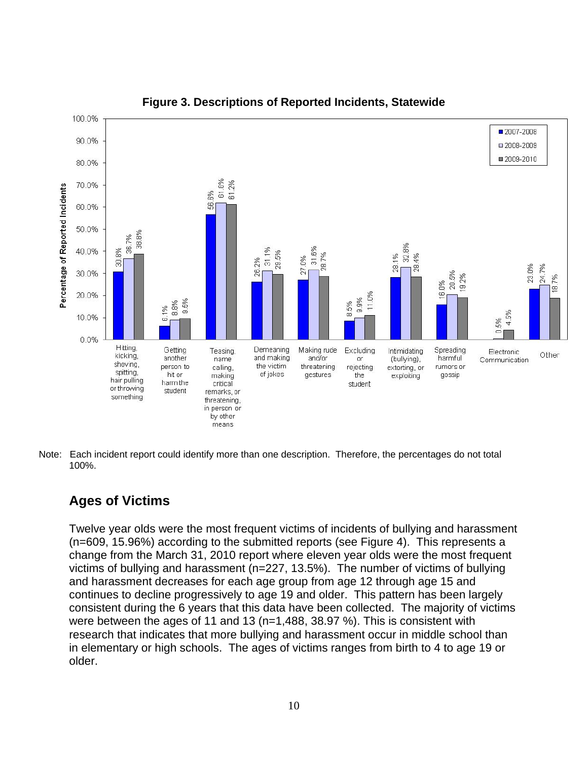**Figure 3. Descriptions of Reported Incidents, Statewide**

| Description | 2007-2008 | 2008-2009 | 2009-2010 |
|---|---|---|---|
| Hitting, kicking, shoving, spitting, hair pulling or throwing something | 30.8% | 36.7% | 38.8% |
| Getting another person to hit or harm the student | 6.1% | 8.8% | 9.5% |
| Teasing, name calling, making critical remarks, or threatening, in person or by other means | 56.6% | 61.8% | 61.2% |
| Demeaning and making the victim of jokes | 26.2% | 31.1% | 29.5% |
| Making rude and/or threatening gestures | 27.0% | 31.6% | 28.7% |
| Excluding or rejecting the student | 8.5% | 9.9% | 11.0% |
| Intimidating (bullying), extorting, or exploiting | 28.1% | 32.8% | 28.4% |
| Spreading harmful rumors or gossip | 16.0% | 20.5% | 19.2% |
| Electronic Communication | | 0.5% | 4.5% |
| Other | 23.0% | 24.7% | 18.7% |

Note: Each incident report could identify more than one description. Therefore, the percentages do not total 100%.

## Ages of Victims

Twelve year olds were the most frequent victims of incidents of bullying and harassment (n=609, 15.96%) according to the submitted reports (see Figure 4). This represents a change from the March 31, 2010 report where eleven year olds were the most frequent victims of bullying and harassment (n=227, 13.5%). The number of victims of bullying and harassment decreases for each age group from age 12 through age 15 and continues to decline progressively to age 19 and older. This pattern has been largely consistent during the 6 years that this data have been collected. The majority of victims were between the ages of 11 and 13 (n=1,488, 38.97 %). This is consistent with research that indicates that more bullying and harassment occur in middle school than in elementary or high schools. The ages of victims ranges from birth to 4 to age 19 or older.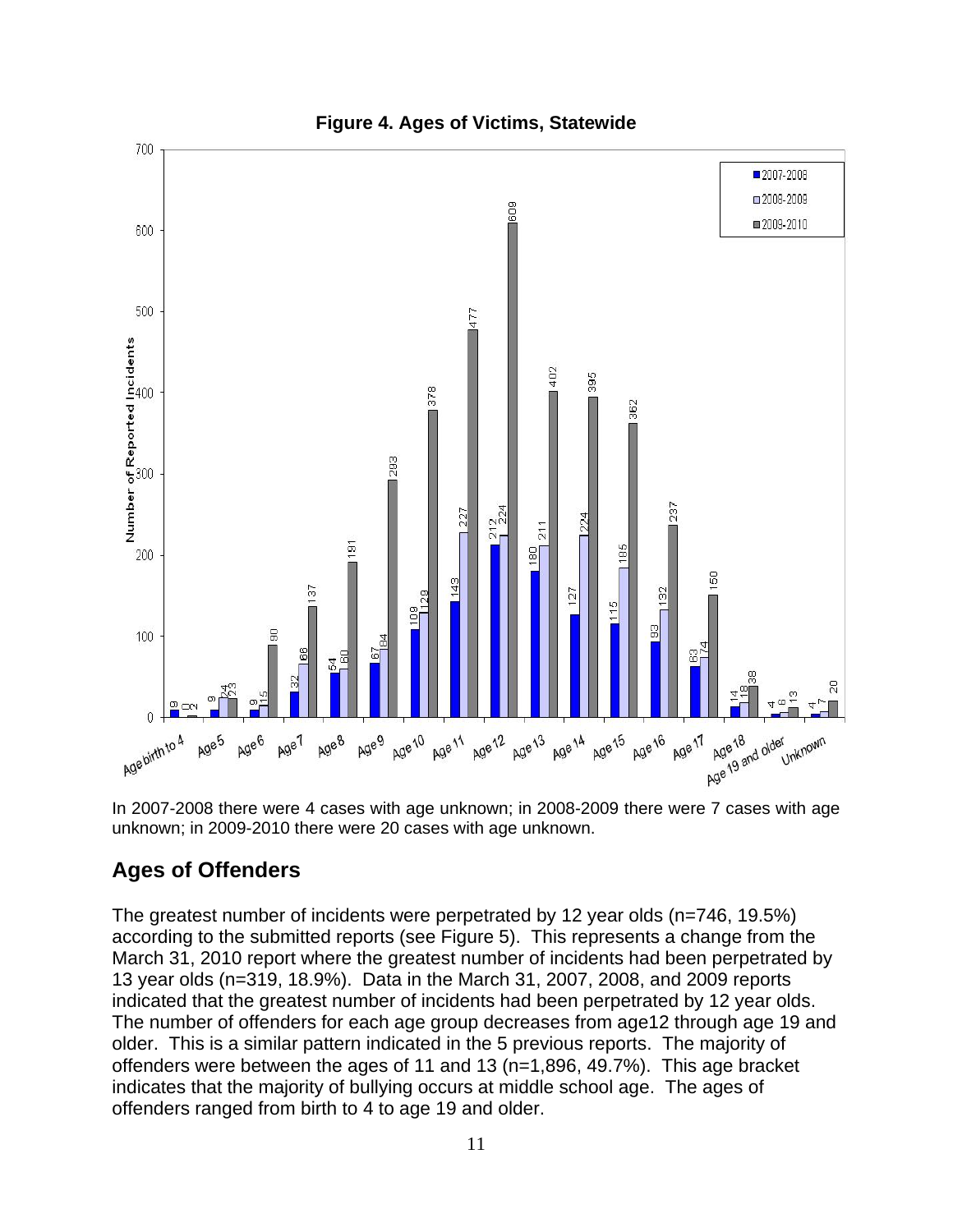**Figure 4. Ages of Victims, Statewide**

| Age | 2007-2008 | 2008-2009 | 2009-2010 |
|---|---|---|---|
| Age birth to 4 | 9 | 0 | 2 |
| Age 5 | 9 | 24 | 23 |
| Age 6 | 9 | 15 | 90 |
| Age 7 | 32 | 66 | 137 |
| Age 8 | 54 | 60 | 191 |
| Age 9 | 67 | 84 | 293 |
| Age 10 | 109 | 129 | 378 |
| Age 11 | 143 | 227 | 477 |
| Age 12 | 212 | 224 | 609 |
| Age 13 | 180 | 211 | 402 |
| Age 14 | 127 | 224 | 395 |
| Age 15 | 115 | 185 | 362 |
| Age 16 | 93 | 132 | 237 |
| Age 17 | 63 | 74 | 150 |
| Age 18 | 14 | 18 | 38 |
| Age 19 and older | 4 | 6 | 13 |
| Unknown | 4 | 7 | 20 |

In 2007-2008 there were 4 cases with age unknown; in 2008-2009 there were 7 cases with age unknown; in 2009-2010 there were 20 cases with age unknown.

## Ages of Offenders

The greatest number of incidents were perpetrated by 12 year olds (n=746, 19.5%) according to the submitted reports (see Figure 5). This represents a change from the March 31, 2010 report where the greatest number of incidents had been perpetrated by 13 year olds (n=319, 18.9%). Data in the March 31, 2007, 2008, and 2009 reports indicated that the greatest number of incidents had been perpetrated by 12 year olds. The number of offenders for each age group decreases from age12 through age 19 and older. This is a similar pattern indicated in the 5 previous reports. The majority of offenders were between the ages of 11 and 13 (n=1,896, 49.7%). This age bracket indicates that the majority of bullying occurs at middle school age. The ages of offenders ranged from birth to 4 to age 19 and older.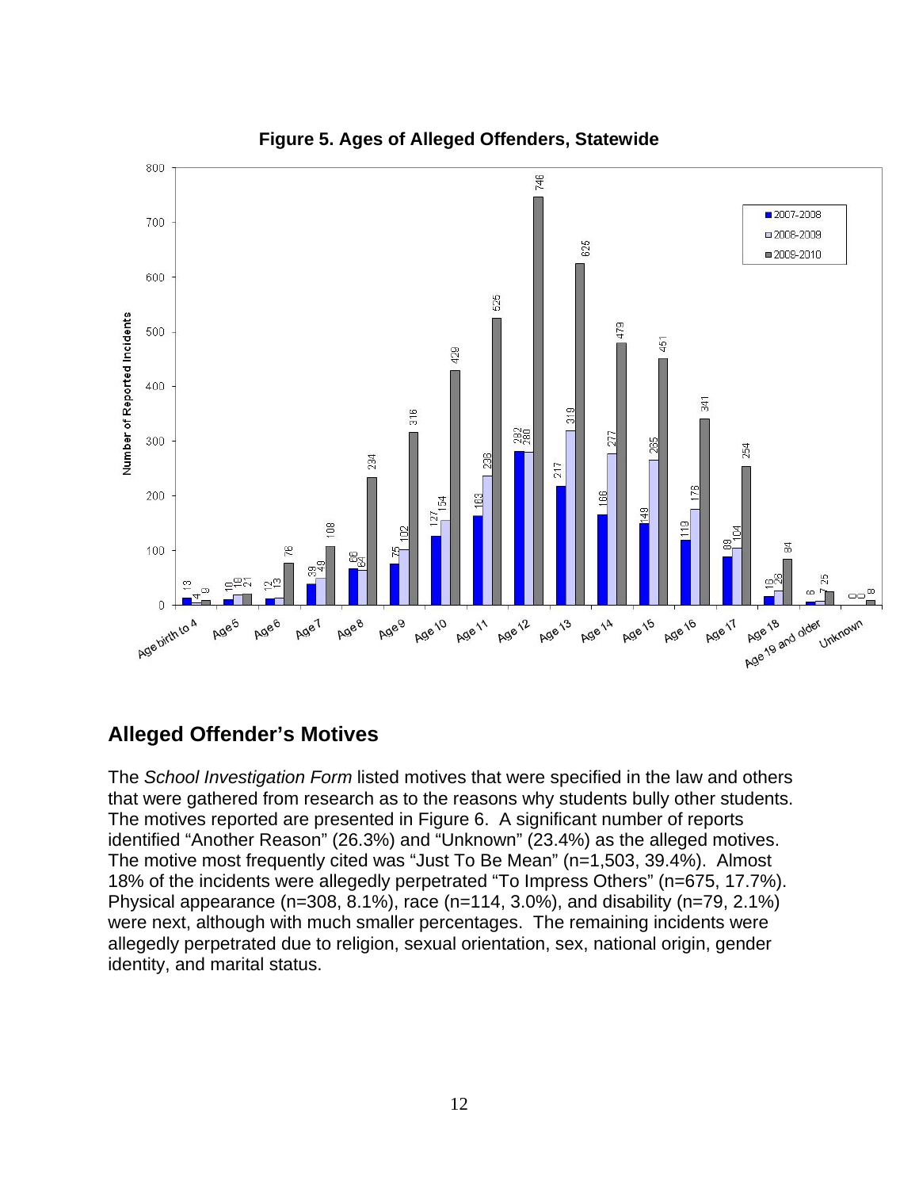**Figure 5. Ages of Alleged Offenders, Statewide**

| Age | 2007-2008 | 2008-2009 | 2009-2010 |
|---|---|---|---|
| Age birth to 4 | 13 | 4 | 9 |
| Age 5 | 10 | 18 | 21 |
| Age 6 | 12 | 13 | 76 |
| Age 7 | 38 | 49 | 108 |
| Age 8 | 66 | 64 | 234 |
| Age 9 | 75 | 102 | 316 |
| Age 10 | 127 | 154 | 429 |
| Age 11 | 163 | 236 | 525 |
| Age 12 | 282 | 280 | 746 |
| Age 13 | 217 | 319 | 625 |
| Age 14 | 166 | 277 | 479 |
| Age 15 | 149 | 265 | 451 |
| Age 16 | 119 | 176 | 341 |
| Age 17 | 89 | 104 | 254 |
| Age 18 | 16 | 26 | 84 |
| Age 19 and older | 6 | 7 | 25 |
| Unknown | 0 | 0 | 8 |

## Alleged Offender's Motives

The *School Investigation Form* listed motives that were specified in the law and others that were gathered from research as to the reasons why students bully other students. The motives reported are presented in Figure 6. A significant number of reports identified "Another Reason" (26.3%) and "Unknown" (23.4%) as the alleged motives. The motive most frequently cited was "Just To Be Mean" (n=1,503, 39.4%). Almost 18% of the incidents were allegedly perpetrated "To Impress Others" (n=675, 17.7%). Physical appearance (n=308, 8.1%), race (n=114, 3.0%), and disability (n=79, 2.1%) were next, although with much smaller percentages. The remaining incidents were allegedly perpetrated due to religion, sexual orientation, sex, national origin, gender identity, and marital status.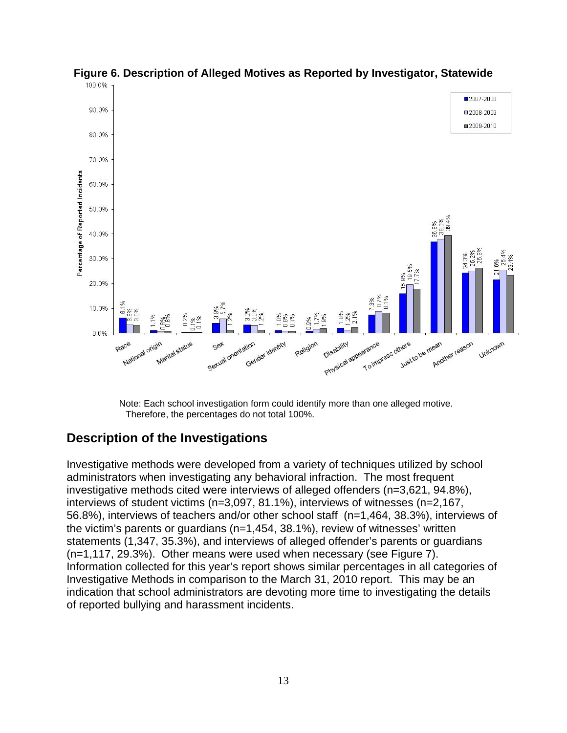**Figure 6. Description of Alleged Motives as Reported by Investigator, Statewide**

| Motive | 2007-2008 | 2008-2009 | 2009-2010 |
|---|---|---|---|
| Race | 6.1% | 3.3% | 3.0% |
| National origin | 1.1% | 0.6% | 0.8% |
| Marital status | 0.2% | 0.1% | 0.1% |
| Sex | 3.9% | 5.7% | 1.2% |
| Sexual orientation | 3.2% | 3.0% | 1.2% |
| Gender identity | 1.0% | 0.8% | 0.7% |
| Religion | 0.9% | 1.7% | 1.9% |
| Disability | 1.9% | 1.2% | 2.1% |
| Physical appearance | 7.3% | 8.7% | 8.1% |
| To impress others | 15.9% | 19.5% | 17.7% |
| Just to be mean | 36.8% | 38.0% | 39.4% |
| Another reason | 24.3% | 25.2% | 26.3% |
| Unknown | 21.6% | 25.4% | 23.4% |

Note: Each school investigation form could identify more than one alleged motive. Therefore, the percentages do not total 100%.

## Description of the Investigations

Investigative methods were developed from a variety of techniques utilized by school administrators when investigating any behavioral infraction. The most frequent investigative methods cited were interviews of alleged offenders (n=3,621, 94.8%), interviews of student victims (n=3,097, 81.1%), interviews of witnesses (n=2,167, 56.8%), interviews of teachers and/or other school staff (n=1,464, 38.3%), interviews of the victim's parents or guardians (n=1,454, 38.1%), review of witnesses' written statements (1,347, 35.3%), and interviews of alleged offender's parents or guardians (n=1,117, 29.3%). Other means were used when necessary (see Figure 7). Information collected for this year's report shows similar percentages in all categories of Investigative Methods in comparison to the March 31, 2010 report. This may be an indication that school administrators are devoting more time to investigating the details of reported bullying and harassment incidents.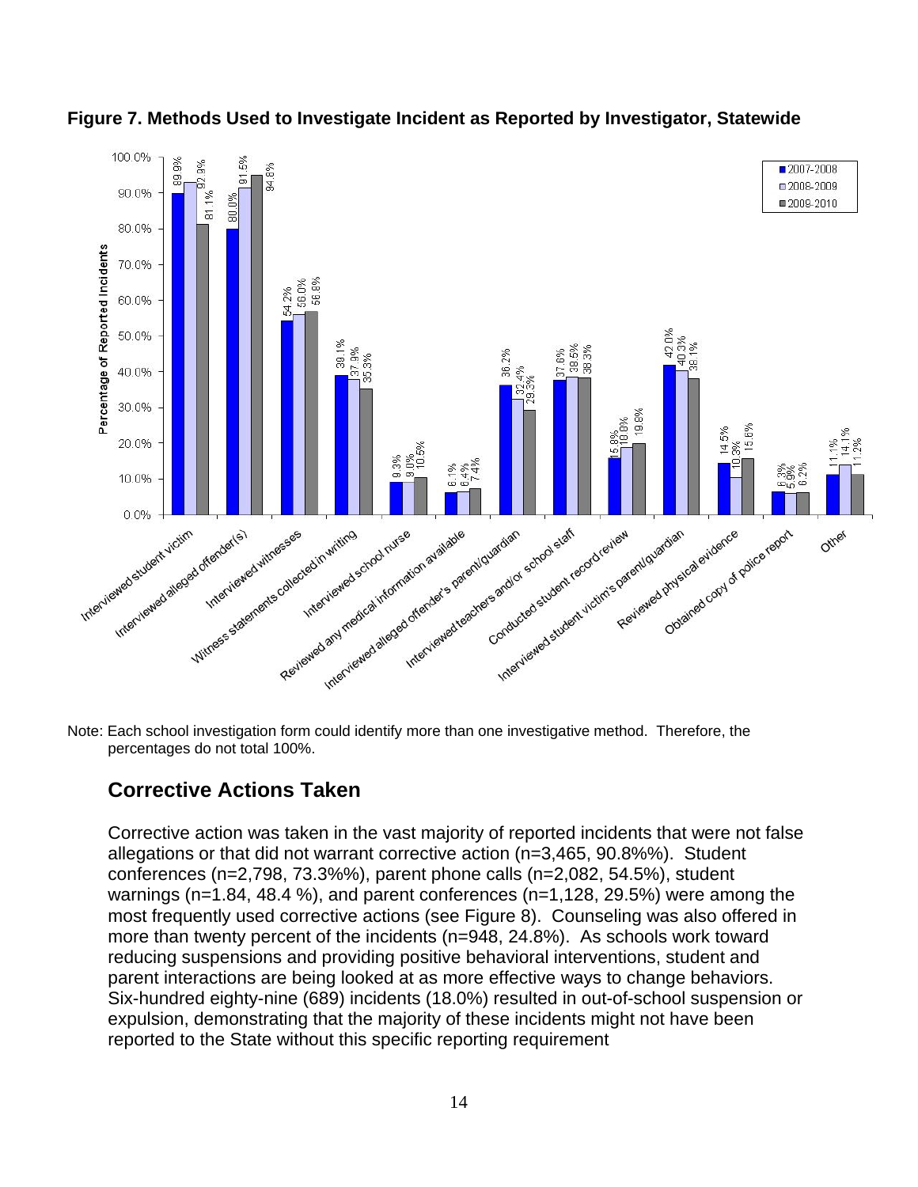**Figure 7. Methods Used to Investigate Incident as Reported by Investigator, Statewide**

| Method | 2007-2008 | 2008-2009 | 2009-2010 |
|---|---|---|---|
| Interviewed student victim | 89.9% | 92.9% | 81.1% |
| Interviewed alleged offender(s) | 80.0% | 91.5% | 94.8% |
| Interviewed witnesses | 54.2% | 56.0% | 56.8% |
| Witness statements collected in writing | 39.1% | 37.9% | 35.3% |
| Interviewed school nurse | 9.3% | 9.0% | 10.5% |
| Reviewed any medical information available | 6.1% | 6.4% | 7.4% |
| Interviewed alleged offender's parent/guardian | 36.2% | 32.4% | 29.3% |
| Interviewed teachers and/or school staff | 37.6% | 38.5% | 38.3% |
| Conducted student record review | 15.8% | 18.8% | 19.8% |
| Interviewed student victim's parent/guardian | 42.0% | 40.3% | 38.1% |
| Reviewed physical evidence | 14.5% | 10.3% | 15.6% |
| Obtained copy of police report | 6.3% | 5.9% | 6.2% |
| Other | 11.1% | 14.1% | 11.2% |

Note: Each school investigation form could identify more than one investigative method. Therefore, the percentages do not total 100%.

## Corrective Actions Taken

Corrective action was taken in the vast majority of reported incidents that were not false allegations or that did not warrant corrective action (n=3,465, 90.8%%). Student conferences (n=2,798, 73.3%%), parent phone calls (n=2,082, 54.5%), student warnings (n=1.84, 48.4 %), and parent conferences (n=1,128, 29.5%) were among the most frequently used corrective actions (see Figure 8). Counseling was also offered in more than twenty percent of the incidents (n=948, 24.8%). As schools work toward reducing suspensions and providing positive behavioral interventions, student and parent interactions are being looked at as more effective ways to change behaviors. Six-hundred eighty-nine (689) incidents (18.0%) resulted in out-of-school suspension or expulsion, demonstrating that the majority of these incidents might not have been reported to the State without this specific reporting requirement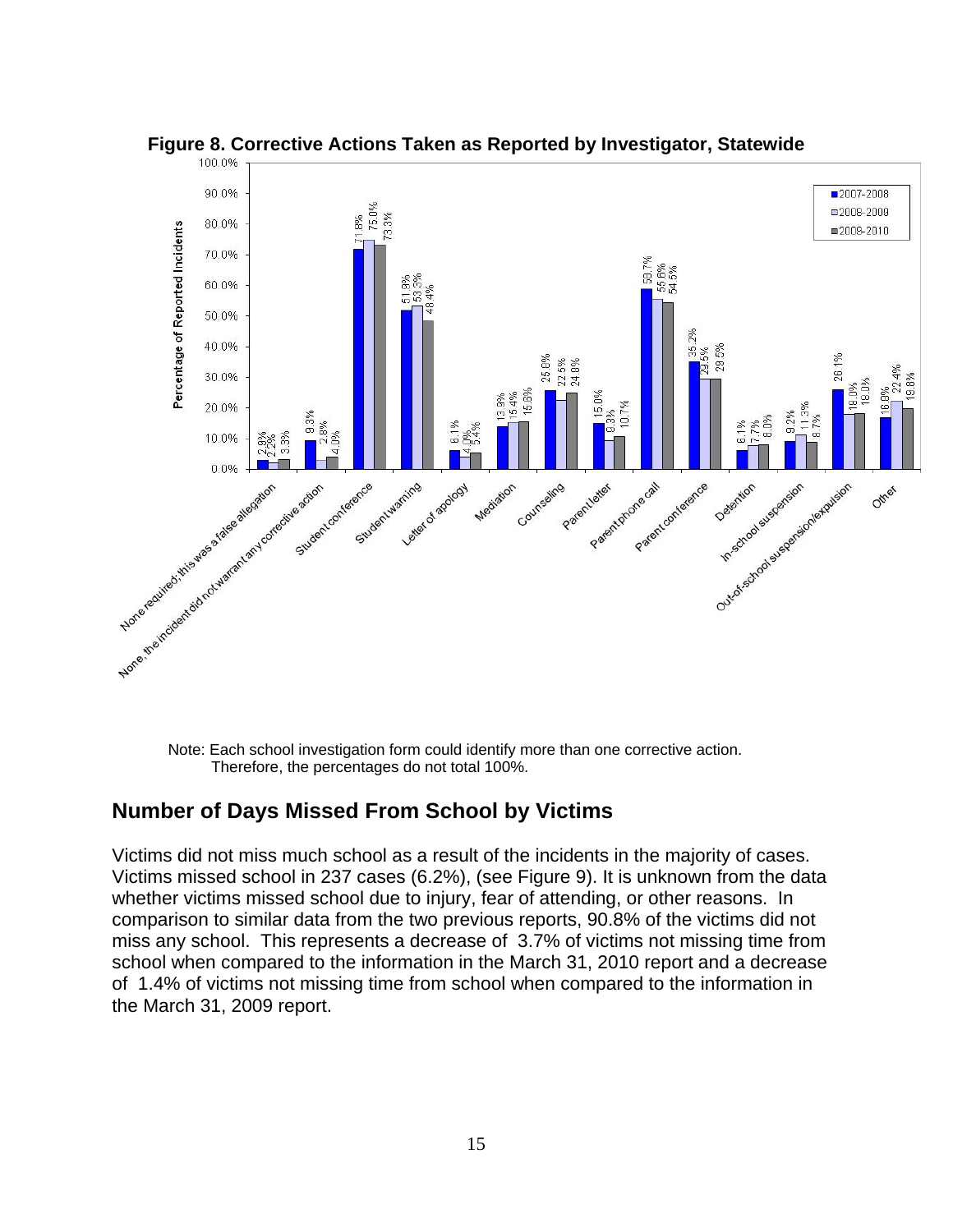**Figure 8. Corrective Actions Taken as Reported by Investigator, Statewide**

| Corrective Action | 2007-2008 | 2008-2009 | 2009-2010 |
|---|---|---|---|
| None required; this was a false allegation | 2.8% | 2.2% | 3.3% |
| None, the incident did not warrant any corrective action | 9.3% | 2.8% | 4.0% |
| Student conference | 71.8% | 75.0% | 73.3% |
| Student warning | 51.9% | 53.3% | 48.4% |
| Letter of apology | 6.1% | 4.0% | 5.4% |
| Mediation | 13.9% | 15.4% | 15.6% |
| Counseling | 25.6% | 22.5% | 24.8% |
| Parent letter | 15.0% | 9.3% | 10.7% |
| Parent phone call | 58.7% | 55.6% | 54.5% |
| Parent conference | 35.2% | 29.5% | 29.5% |
| Detention | 6.1% | 7.7% | 8.0% |
| In-school suspension | 9.2% | 11.3% | 8.7% |
| Out-of-school suspension/expulsion | 26.1% | 18.0% | 18.0% |
| Other | 16.8% | 22.4% | 19.8% |

Note: Each school investigation form could identify more than one corrective action. Therefore, the percentages do not total 100%.

## Number of Days Missed From School by Victims

Victims did not miss much school as a result of the incidents in the majority of cases. Victims missed school in 237 cases (6.2%), (see Figure 9). It is unknown from the data whether victims missed school due to injury, fear of attending, or other reasons. In comparison to similar data from the two previous reports, 90.8% of the victims did not miss any school. This represents a decrease of 3.7% of victims not missing time from school when compared to the information in the March 31, 2010 report and a decrease of 1.4% of victims not missing time from school when compared to the information in the March 31, 2009 report.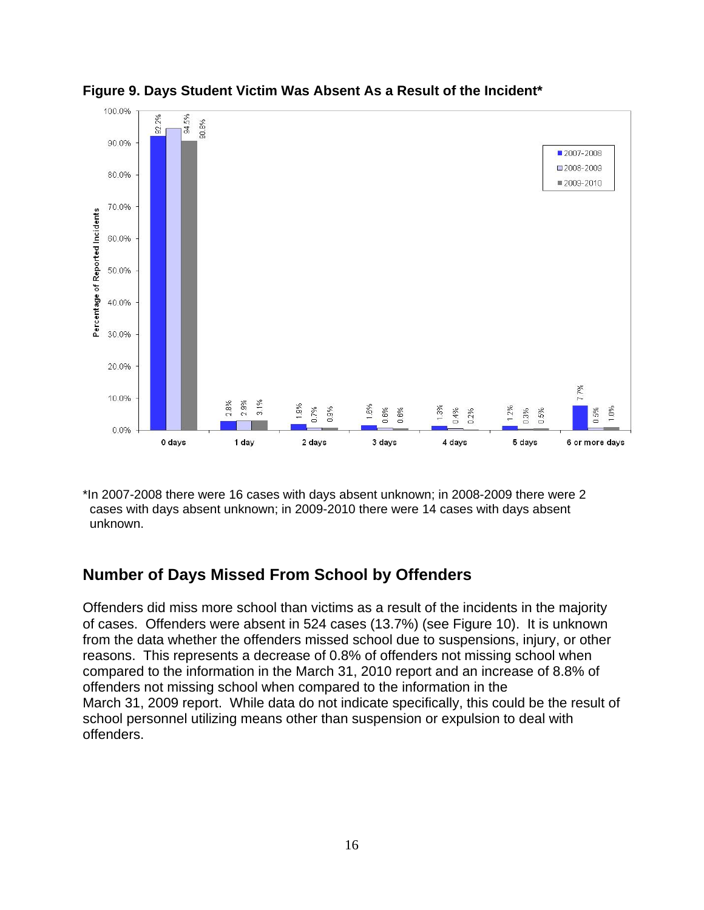**Figure 9. Days Student Victim Was Absent As a Result of the Incident***

| Days absent | 2007-2008 | 2008-2009 | 2009-2010 |
|---|---|---|---|
| 0 days | 92.2% | 94.5% | 90.5% |
| 1 day | 2.8% | 2.9% | 3.1% |
| 2 days | 1.9% | 0.7% | 0.9% |
| 3 days | 1.5% | 0.6% | 0.6% |
| 4 days | 1.3% | 0.4% | 0.2% |
| 5 days | 1.2% | 0.3% | 0.5% |
| 6 or more days | 7.7% | 0.5% | 1.0% |

*In 2007-2008 there were 16 cases with days absent unknown; in 2008-2009 there were 2 cases with days absent unknown; in 2009-2010 there were 14 cases with days absent unknown.

## Number of Days Missed From School by Offenders

Offenders did miss more school than victims as a result of the incidents in the majority of cases. Offenders were absent in 524 cases (13.7%) (see Figure 10). It is unknown from the data whether the offenders missed school due to suspensions, injury, or other reasons. This represents a decrease of 0.8% of offenders not missing school when compared to the information in the March 31, 2010 report and an increase of 8.8% of offenders not missing school when compared to the information in the March 31, 2009 report. While data do not indicate specifically, this could be the result of school personnel utilizing means other than suspension or expulsion to deal with offenders.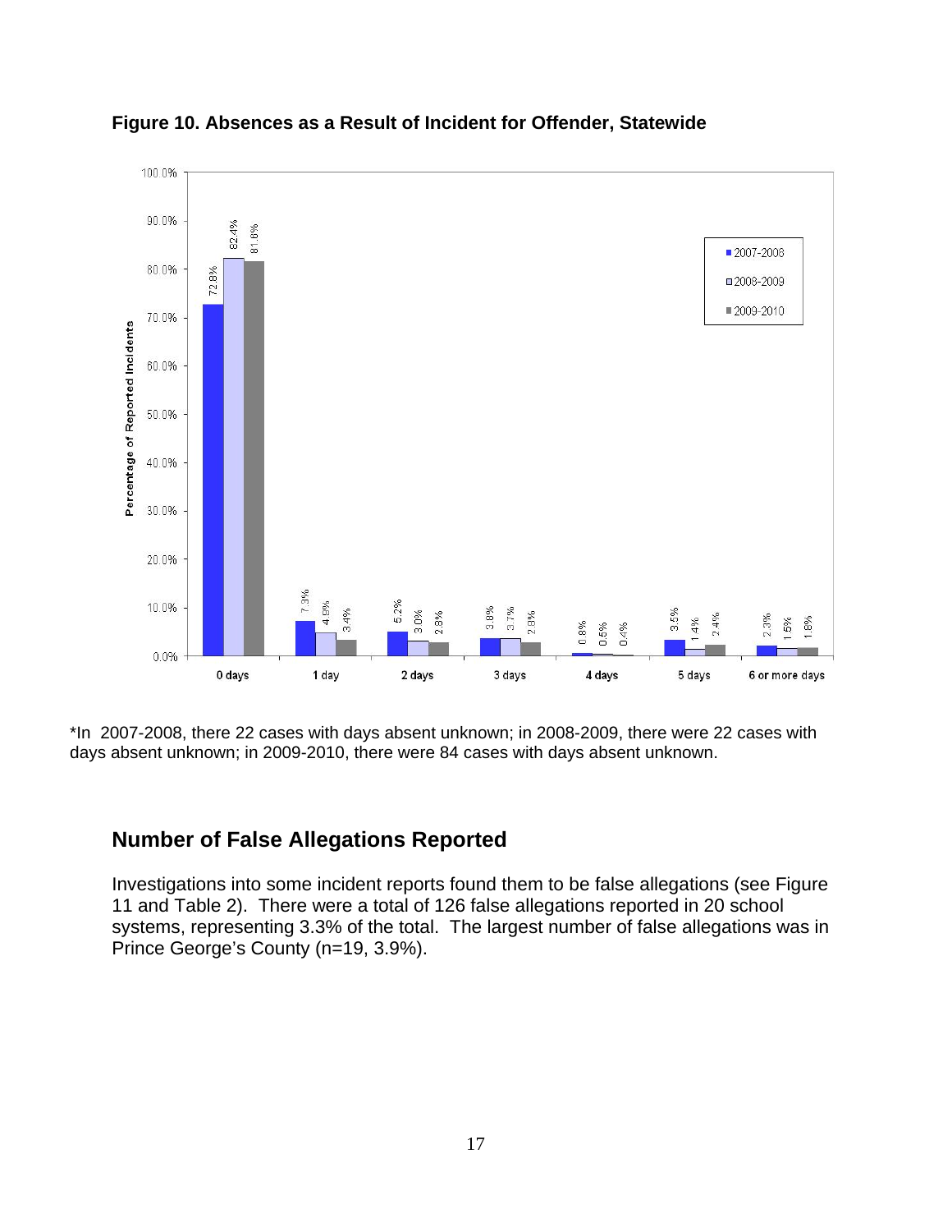**Figure 10. Absences as a Result of Incident for Offender, Statewide**

| | 2007-2008 | 2008-2009 | 2009-2010 |
|---|---|---|---|
| 0 days | 72.8% | 82.4% | 81.6% |
| 1 day | 7.3% | 4.9% | 3.4% |
| 2 days | 5.2% | 3.0% | 2.8% |
| 3 days | 3.8% | 3.7% | 2.8% |
| 4 days | 0.8% | 0.5% | 0.4% |
| 5 days | 3.5% | 1.4% | 2.4% |
| 6 or more days | 2.3% | 1.5% | 1.8% |

*In 2007-2008, there 22 cases with days absent unknown; in 2008-2009, there were 22 cases with days absent unknown; in 2009-2010, there were 84 cases with days absent unknown.

## Number of False Allegations Reported

Investigations into some incident reports found them to be false allegations (see Figure 11 and Table 2). There were a total of 126 false allegations reported in 20 school systems, representing 3.3% of the total. The largest number of false allegations was in Prince George's County (n=19, 3.9%).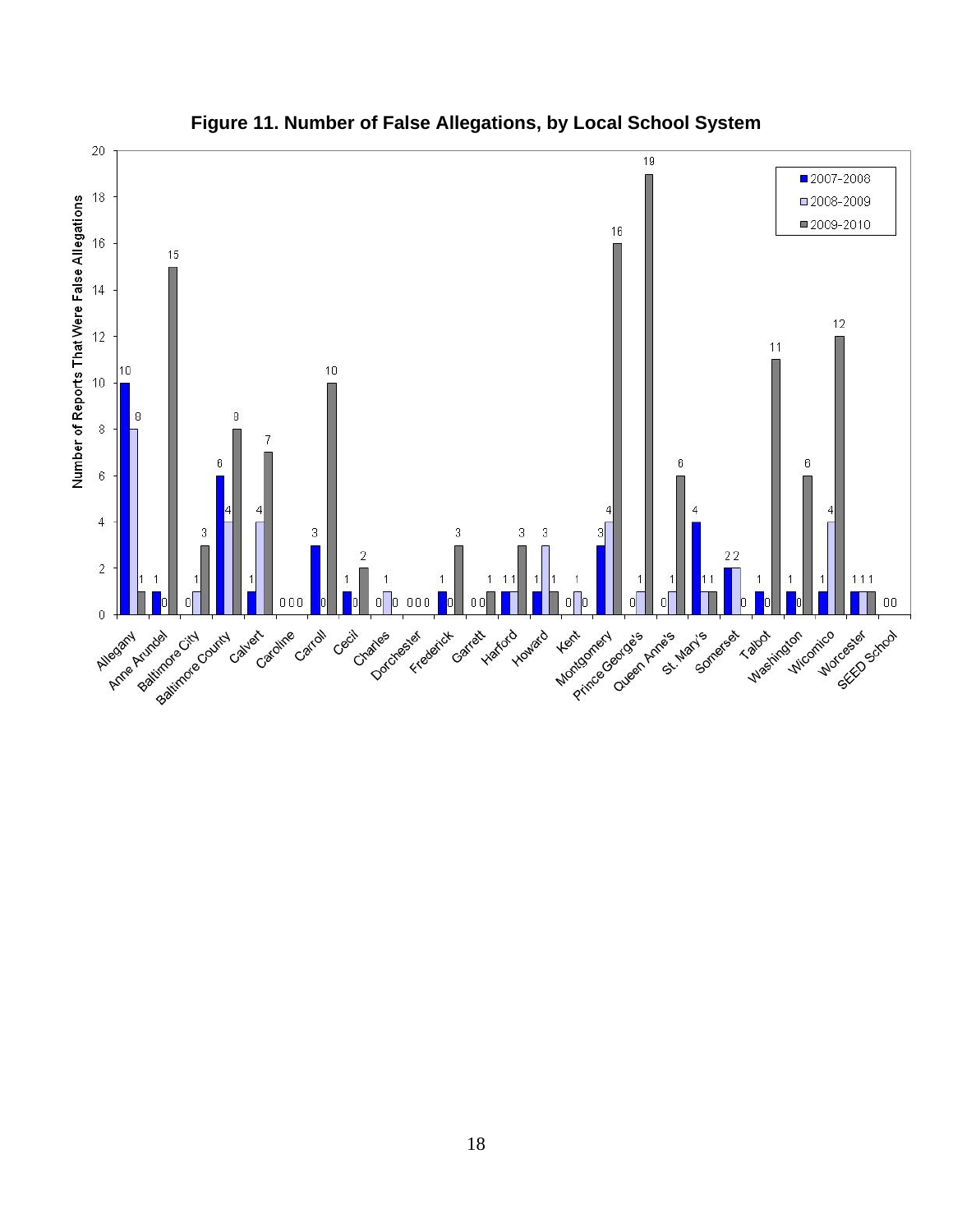**Figure 11. Number of False Allegations, by Local School System**

| Local School System | 2007-2008 | 2008-2009 | 2009-2010 |
|---|---|---|---|
| Allegany | 10 | 8 | 1 |
| Anne Arundel | 1 | 0 | 15 |
| Baltimore City | 0 | 1 | 3 |
| Baltimore County | 6 | 4 | 8 |
| Calvert | 1 | 4 | 7 |
| Caroline | 0 | 0 | 0 |
| Carroll | 3 | 0 | 10 |
| Cecil | 1 | 0 | 2 |
| Charles | 0 | 1 | 0 |
| Dorchester | 0 | 0 | 0 |
| Frederick | 1 | 0 | 3 |
| Garrett | 0 | 0 | 1 |
| Harford | 1 | 1 | 3 |
| Howard | 1 | 3 | 1 |
| Kent | 0 | 1 | 0 |
| Montgomery | 3 | 4 | 16 |
| Prince George's | 0 | 1 | 19 |
| Queen Anne's | 0 | 1 | 6 |
| St. Mary's | 4 | 1 | 1 |
| Somerset | 2 | 2 | 0 |
| Talbot | 1 | 0 | 11 |
| Washington | 1 | 0 | 6 |
| Wicomico | 1 | 4 | 12 |
| Worcester | 1 | 1 | 1 |
| SEED School | | 0 | 0 |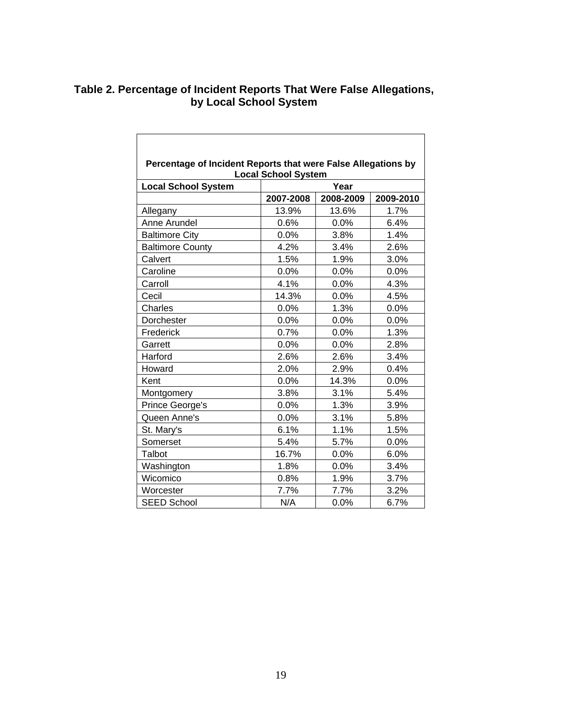**Table 2. Percentage of Incident Reports That Were False Allegations, by Local School System**

| Percentage of Incident Reports that were False Allegations by Local School System | | | |
|---|---|---|---|
| **Local School System** | **Year** | | |
| | **2007-2008** | **2008-2009** | **2009-2010** |
| Allegany | 13.9% | 13.6% | 1.7% |
| Anne Arundel | 0.6% | 0.0% | 6.4% |
| Baltimore City | 0.0% | 3.8% | 1.4% |
| Baltimore County | 4.2% | 3.4% | 2.6% |
| Calvert | 1.5% | 1.9% | 3.0% |
| Caroline | 0.0% | 0.0% | 0.0% |
| Carroll | 4.1% | 0.0% | 4.3% |
| Cecil | 14.3% | 0.0% | 4.5% |
| Charles | 0.0% | 1.3% | 0.0% |
| Dorchester | 0.0% | 0.0% | 0.0% |
| Frederick | 0.7% | 0.0% | 1.3% |
| Garrett | 0.0% | 0.0% | 2.8% |
| Harford | 2.6% | 2.6% | 3.4% |
| Howard | 2.0% | 2.9% | 0.4% |
| Kent | 0.0% | 14.3% | 0.0% |
| Montgomery | 3.8% | 3.1% | 5.4% |
| Prince George's | 0.0% | 1.3% | 3.9% |
| Queen Anne's | 0.0% | 3.1% | 5.8% |
| St. Mary's | 6.1% | 1.1% | 1.5% |
| Somerset | 5.4% | 5.7% | 0.0% |
| Talbot | 16.7% | 0.0% | 6.0% |
| Washington | 1.8% | 0.0% | 3.4% |
| Wicomico | 0.8% | 1.9% | 3.7% |
| Worcester | 7.7% | 7.7% | 3.2% |
| SEED School | N/A | 0.0% | 6.7% |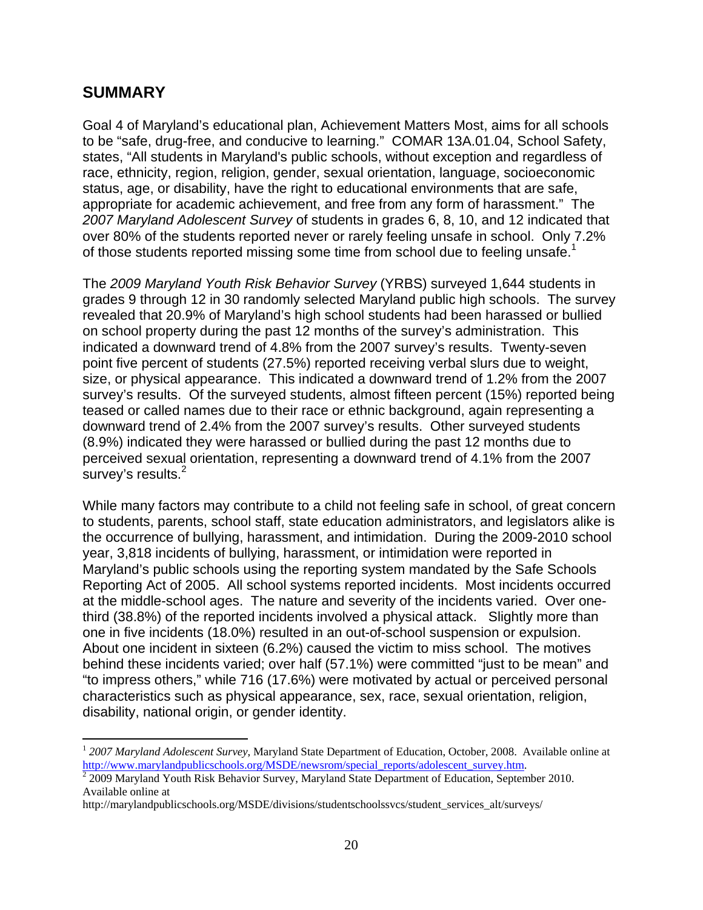## SUMMARY

Goal 4 of Maryland's educational plan, Achievement Matters Most, aims for all schools to be "safe, drug-free, and conducive to learning." COMAR 13A.01.04, School Safety, states, "All students in Maryland's public schools, without exception and regardless of race, ethnicity, region, religion, gender, sexual orientation, language, socioeconomic status, age, or disability, have the right to educational environments that are safe, appropriate for academic achievement, and free from any form of harassment." The *2007 Maryland Adolescent Survey* of students in grades 6, 8, 10, and 12 indicated that over 80% of the students reported never or rarely feeling unsafe in school. Only 7.2% of those students reported missing some time from school due to feeling unsafe.[1]

The *2009 Maryland Youth Risk Behavior Survey* (YRBS) surveyed 1,644 students in grades 9 through 12 in 30 randomly selected Maryland public high schools. The survey revealed that 20.9% of Maryland's high school students had been harassed or bullied on school property during the past 12 months of the survey's administration. This indicated a downward trend of 4.8% from the 2007 survey's results. Twenty-seven point five percent of students (27.5%) reported receiving verbal slurs due to weight, size, or physical appearance. This indicated a downward trend of 1.2% from the 2007 survey's results. Of the surveyed students, almost fifteen percent (15%) reported being teased or called names due to their race or ethnic background, again representing a downward trend of 2.4% from the 2007 survey's results. Other surveyed students (8.9%) indicated they were harassed or bullied during the past 12 months due to perceived sexual orientation, representing a downward trend of 4.1% from the 2007 survey's results.[2]

While many factors may contribute to a child not feeling safe in school, of great concern to students, parents, school staff, state education administrators, and legislators alike is the occurrence of bullying, harassment, and intimidation. During the 2009-2010 school year, 3,818 incidents of bullying, harassment, or intimidation were reported in Maryland's public schools using the reporting system mandated by the Safe Schools Reporting Act of 2005. All school systems reported incidents. Most incidents occurred at the middle-school ages. The nature and severity of the incidents varied. Over one-third (38.8%) of the reported incidents involved a physical attack. Slightly more than one in five incidents (18.0%) resulted in an out-of-school suspension or expulsion. About one incident in sixteen (6.2%) caused the victim to miss school. The motives behind these incidents varied; over half (57.1%) were committed "just to be mean" and "to impress others," while 716 (17.6%) were motivated by actual or perceived personal characteristics such as physical appearance, sex, race, sexual orientation, religion, disability, national origin, or gender identity.

---

[1] *2007 Maryland Adolescent Survey*, Maryland State Department of Education, October, 2008. Available online at http://www.marylandpublicschools.org/MSDE/newsrom/special_reports/adolescent_survey.htm.

[2] 2009 Maryland Youth Risk Behavior Survey, Maryland State Department of Education, September 2010. Available online at http://marylandpublicschools.org/MSDE/divisions/studentschoolssvcs/student_services_alt/surveys/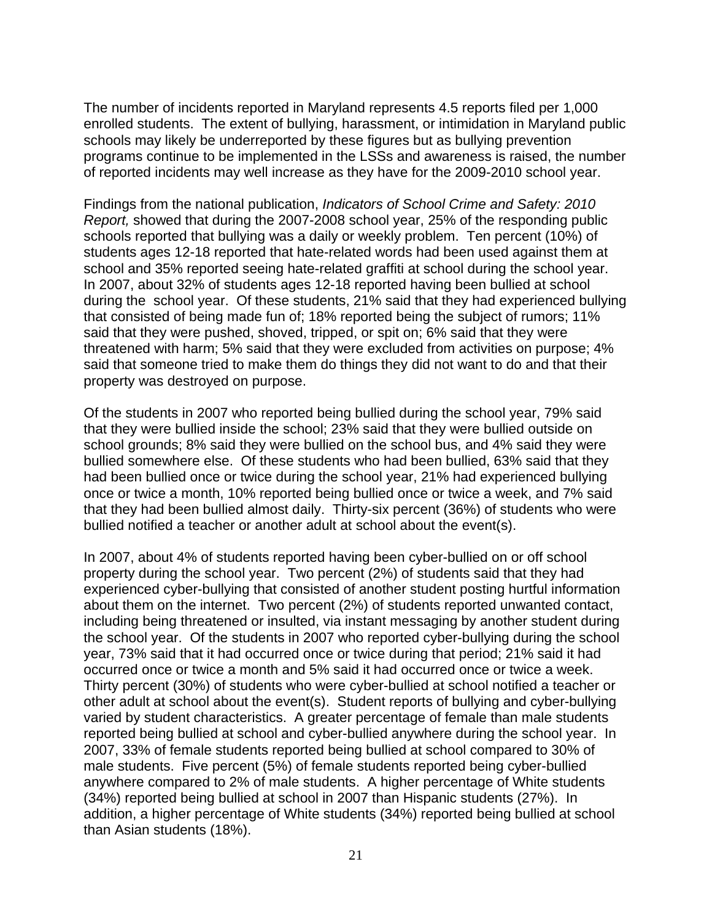The number of incidents reported in Maryland represents 4.5 reports filed per 1,000 enrolled students. The extent of bullying, harassment, or intimidation in Maryland public schools may likely be underreported by these figures but as bullying prevention programs continue to be implemented in the LSSs and awareness is raised, the number of reported incidents may well increase as they have for the 2009-2010 school year.

Findings from the national publication, *Indicators of School Crime and Safety: 2010 Report,* showed that during the 2007-2008 school year, 25% of the responding public schools reported that bullying was a daily or weekly problem. Ten percent (10%) of students ages 12-18 reported that hate-related words had been used against them at school and 35% reported seeing hate-related graffiti at school during the school year. In 2007, about 32% of students ages 12-18 reported having been bullied at school during the school year. Of these students, 21% said that they had experienced bullying that consisted of being made fun of; 18% reported being the subject of rumors; 11% said that they were pushed, shoved, tripped, or spit on; 6% said that they were threatened with harm; 5% said that they were excluded from activities on purpose; 4% said that someone tried to make them do things they did not want to do and that their property was destroyed on purpose.

Of the students in 2007 who reported being bullied during the school year, 79% said that they were bullied inside the school; 23% said that they were bullied outside on school grounds; 8% said they were bullied on the school bus, and 4% said they were bullied somewhere else. Of these students who had been bullied, 63% said that they had been bullied once or twice during the school year, 21% had experienced bullying once or twice a month, 10% reported being bullied once or twice a week, and 7% said that they had been bullied almost daily. Thirty-six percent (36%) of students who were bullied notified a teacher or another adult at school about the event(s).

In 2007, about 4% of students reported having been cyber-bullied on or off school property during the school year. Two percent (2%) of students said that they had experienced cyber-bullying that consisted of another student posting hurtful information about them on the internet. Two percent (2%) of students reported unwanted contact, including being threatened or insulted, via instant messaging by another student during the school year. Of the students in 2007 who reported cyber-bullying during the school year, 73% said that it had occurred once or twice during that period; 21% said it had occurred once or twice a month and 5% said it had occurred once or twice a week. Thirty percent (30%) of students who were cyber-bullied at school notified a teacher or other adult at school about the event(s). Student reports of bullying and cyber-bullying varied by student characteristics. A greater percentage of female than male students reported being bullied at school and cyber-bullied anywhere during the school year. In 2007, 33% of female students reported being bullied at school compared to 30% of male students. Five percent (5%) of female students reported being cyber-bullied anywhere compared to 2% of male students. A higher percentage of White students (34%) reported being bullied at school in 2007 than Hispanic students (27%). In addition, a higher percentage of White students (34%) reported being bullied at school than Asian students (18%).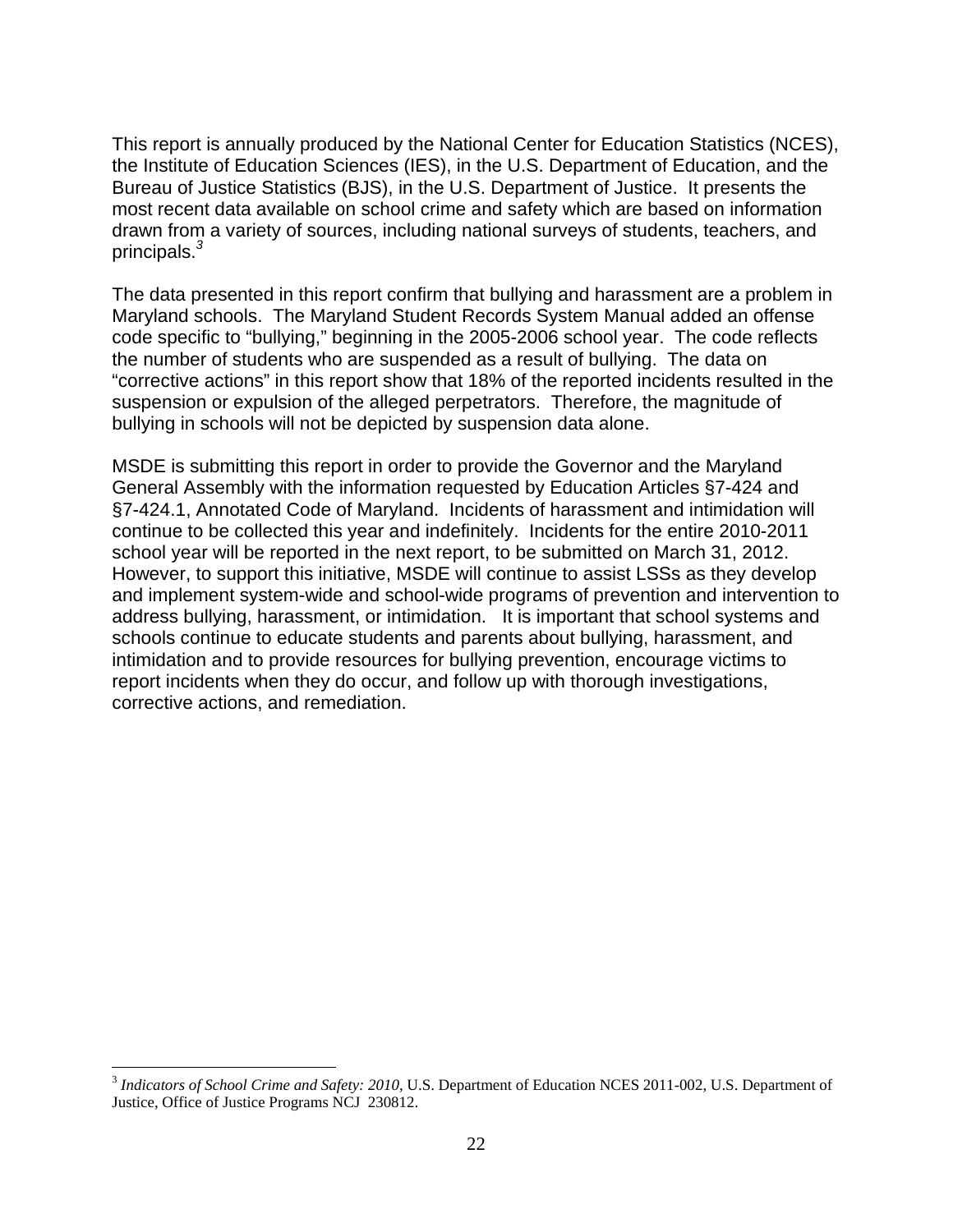This report is annually produced by the National Center for Education Statistics (NCES), the Institute of Education Sciences (IES), in the U.S. Department of Education, and the Bureau of Justice Statistics (BJS), in the U.S. Department of Justice. It presents the most recent data available on school crime and safety which are based on information drawn from a variety of sources, including national surveys of students, teachers, and principals.[3]

The data presented in this report confirm that bullying and harassment are a problem in Maryland schools. The Maryland Student Records System Manual added an offense code specific to "bullying," beginning in the 2005-2006 school year. The code reflects the number of students who are suspended as a result of bullying. The data on "corrective actions" in this report show that 18% of the reported incidents resulted in the suspension or expulsion of the alleged perpetrators. Therefore, the magnitude of bullying in schools will not be depicted by suspension data alone.

MSDE is submitting this report in order to provide the Governor and the Maryland General Assembly with the information requested by Education Articles §7-424 and §7-424.1, Annotated Code of Maryland. Incidents of harassment and intimidation will continue to be collected this year and indefinitely. Incidents for the entire 2010-2011 school year will be reported in the next report, to be submitted on March 31, 2012. However, to support this initiative, MSDE will continue to assist LSSs as they develop and implement system-wide and school-wide programs of prevention and intervention to address bullying, harassment, or intimidation. It is important that school systems and schools continue to educate students and parents about bullying, harassment, and intimidation and to provide resources for bullying prevention, encourage victims to report incidents when they do occur, and follow up with thorough investigations, corrective actions, and remediation.

---

[3] *Indicators of School Crime and Safety: 2010*, U.S. Department of Education NCES 2011-002, U.S. Department of Justice, Office of Justice Programs NCJ 230812.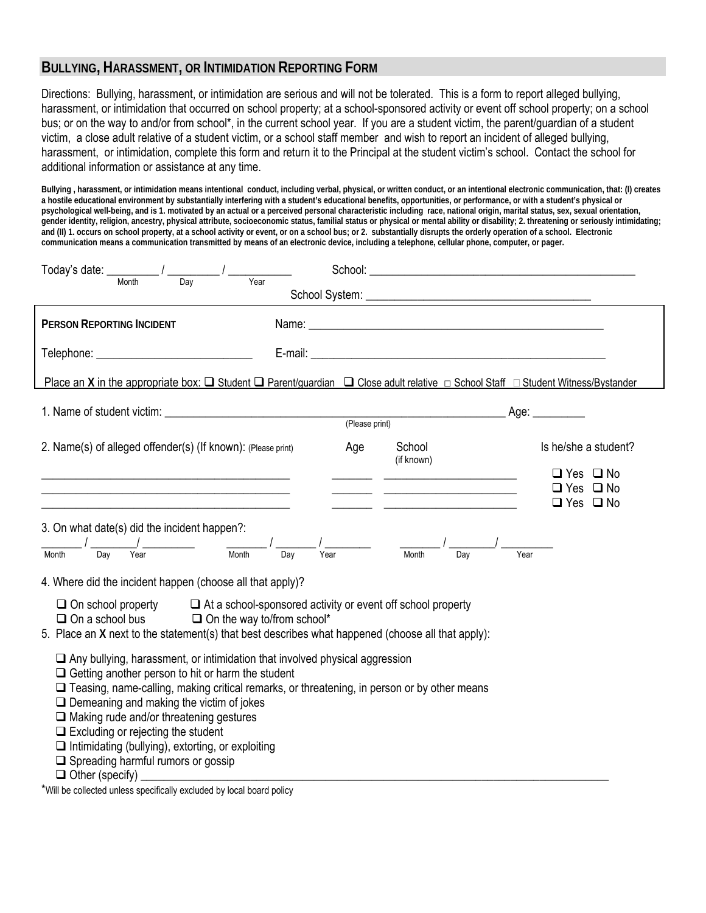## Bullying, Harassment, or Intimidation Reporting Form

Directions: Bullying, harassment, or intimidation are serious and will not be tolerated. This is a form to report alleged bullying, harassment, or intimidation that occurred on school property; at a school-sponsored activity or event off school property; on a school bus; or on the way to and/or from school*, in the current school year. If you are a student victim, the parent/guardian of a student victim, a close adult relative of a student victim, or a school staff member and wish to report an incident of alleged bullying, harassment, or intimidation, complete this form and return it to the Principal at the student victim's school. Contact the school for additional information or assistance at any time.

**Bullying , harassment, or intimidation means intentional conduct, including verbal, physical, or written conduct, or an intentional electronic communication, that: (I) creates a hostile educational environment by substantially interfering with a student's educational benefits, opportunities, or performance, or with a student's physical or psychological well-being, and is 1. motivated by an actual or a perceived personal characteristic including race, national origin, marital status, sex, sexual orientation, gender identity, religion, ancestry, physical attribute, socioeconomic status, familial status or physical or mental ability or disability; 2. threatening or seriously intimidating; and (II) 1. occurs on school property, at a school activity or event, or on a school bus; or 2. substantially disrupts the orderly operation of a school. Electronic communication means a communication transmitted by means of an electronic device, including a telephone, cellular phone, computer, or pager.**

Today's date: _________ / _________ / ___________ (Month / Day / Year)  School: ______________________________________________

School System: ______________________________________

**Person Reporting Incident**  Name: ____________________________________________________

Telephone: ___________________________  E-mail: ____________________________________________________

Place an **X** in the appropriate box: ☐ Student ☐ Parent/guardian ☐ Close adult relative ☐ School Staff ☐ Student Witness/Bystander

1. Name of student victim: ____________________________________________________________ (Please print) Age: _________

2. Name(s) of alleged offender(s) (If known): (Please print)

| Name | Age | School (if known) | Is he/she a student? |
|---|---|---|---|
| ___________________________ | _______ | _______________________ | ☐ Yes ☐ No |
| ___________________________ | _______ | _______________________ | ☐ Yes ☐ No |
| ___________________________ | _______ | _______________________ | ☐ Yes ☐ No |

3. On what date(s) did the incident happen?:

_______ / _______ / _________ (Month / Day / Year)  _______ / _______ / ________ (Month / Day / Year)  _______ / _______ / _________ (Month / Day / Year)

4. Where did the incident happen (choose all that apply)?

☐ On school property ☐ At a school-sponsored activity or event off school property
☐ On a school bus ☐ On the way to/from school*

5. Place an **X** next to the statement(s) that best describes what happened (choose all that apply):

☐ Any bullying, harassment, or intimidation that involved physical aggression
☐ Getting another person to hit or harm the student
☐ Teasing, name-calling, making critical remarks, or threatening, in person or by other means
☐ Demeaning and making the victim of jokes
☐ Making rude and/or threatening gestures
☐ Excluding or rejecting the student
☐ Intimidating (bullying), extorting, or exploiting
☐ Spreading harmful rumors or gossip
☐ Other (specify) ____________________________________________________________________________

*Will be collected unless specifically excluded by local board policy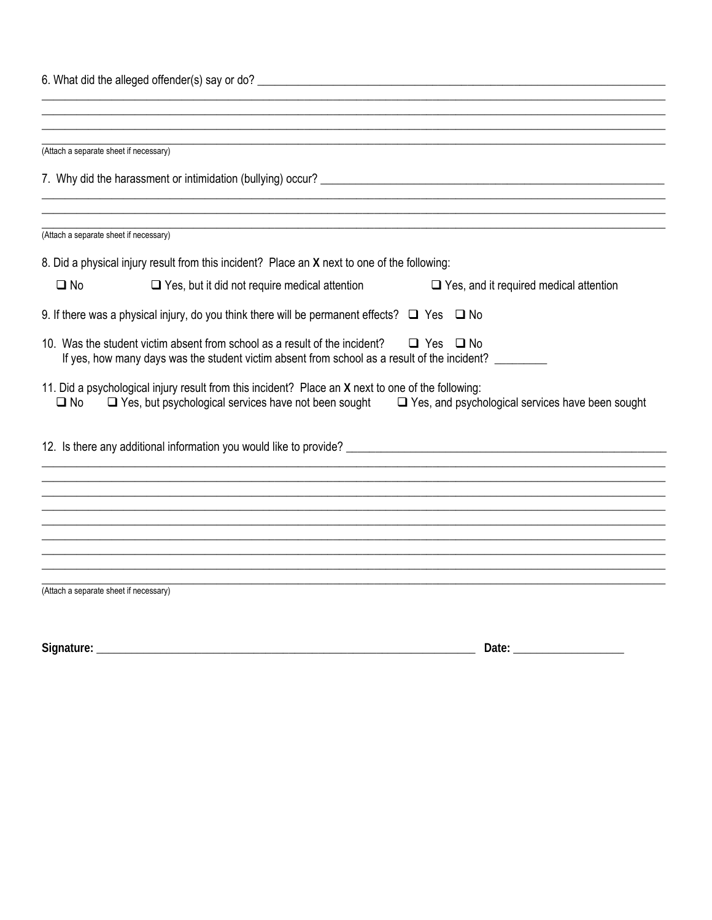6. What did the alleged offender(s) say or do? ______________________________________________________________________

______________________________________________________________________________________________________

______________________________________________________________________________________________________

______________________________________________________________________________________________________

______________________________________________________________________________________________________

(Attach a separate sheet if necessary)

7. Why did the harassment or intimidation (bullying) occur? ____________________________________________________

______________________________________________________________________________________________________

______________________________________________________________________________________________________

______________________________________________________________________________________________________

(Attach a separate sheet if necessary)

8. Did a physical injury result from this incident? Place an **X** next to one of the following:

❑ No ❑ Yes, but it did not require medical attention ❑ Yes, and it required medical attention

9. If there was a physical injury, do you think there will be permanent effects? ❑ Yes ❑ No

10. Was the student victim absent from school as a result of the incident? ❑ Yes ❑ No
If yes, how many days was the student victim absent from school as a result of the incident? ________

11. Did a psychological injury result from this incident? Place an **X** next to one of the following:
❑ No ❑ Yes, but psychological services have not been sought ❑ Yes, and psychological services have been sought

12. Is there any additional information you would like to provide? _________________________________________________

______________________________________________________________________________________________________

______________________________________________________________________________________________________

______________________________________________________________________________________________________

______________________________________________________________________________________________________

______________________________________________________________________________________________________

______________________________________________________________________________________________________

______________________________________________________________________________________________________

______________________________________________________________________________________________________

(Attach a separate sheet if necessary)

**Signature:** ____________________________________________________________ **Date:** ___________________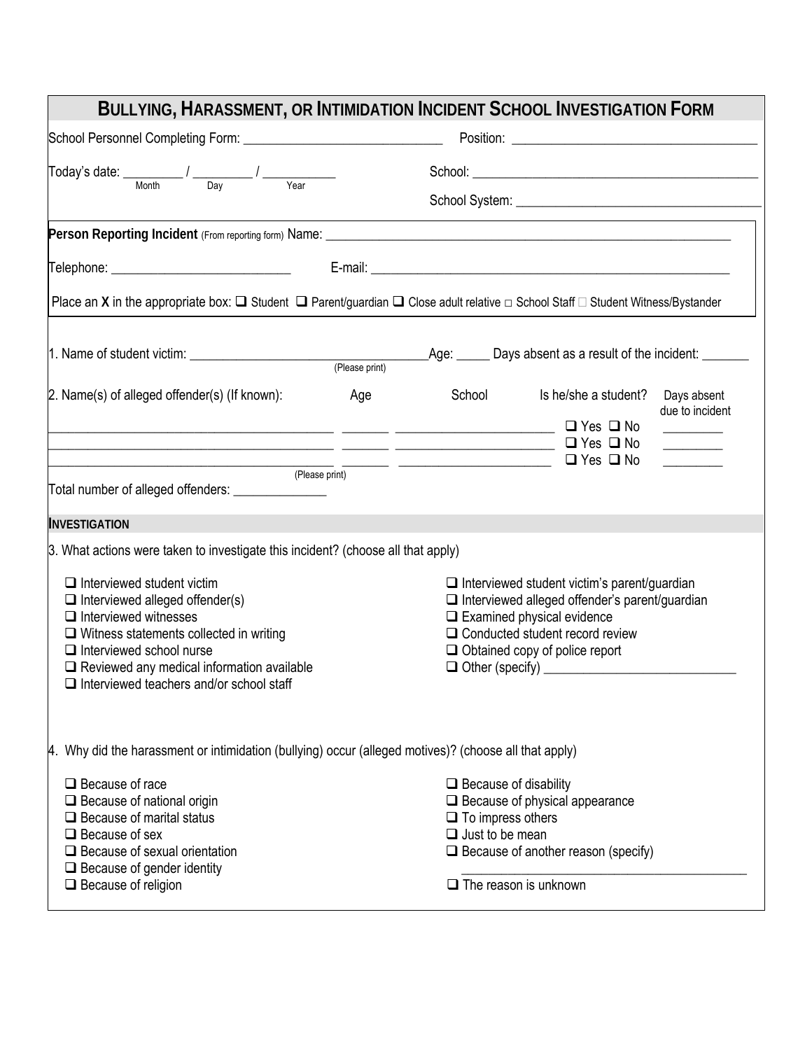# BULLYING, HARASSMENT, OR INTIMIDATION INCIDENT SCHOOL INVESTIGATION FORM

School Personnel Completing Form: ______________________________ Position: ____________________________________

Today's date: _________ / _________ / ___________
Month Day Year

School: ____________________________________________

School System: ____________________________________

**Person Reporting Incident** (From reporting form) Name: ____________________________________________________________

Telephone: ___________________________ E-mail: ________________________________________________________

Place an **X** in the appropriate box: ❑ Student ❑ Parent/guardian ❑ Close adult relative □ School Staff □ Student Witness/Bystander

1. Name of student victim: ___________________________________ Age: _____ Days absent as a result of the incident: _______
(Please print)

2. Name(s) of alleged offender(s) (If known):

| Name (Please print) | Age | School | Is he/she a student? | Days absent due to incident |
|---|---|---|---|---|
| ____________________ | _______ | ______________________ | ❑ Yes ❑ No | _________ |
| ____________________ | _______ | ______________________ | ❑ Yes ❑ No | _________ |
| ____________________ | _______ | ______________________ | ❑ Yes ❑ No | _________ |

Total number of alleged offenders: ______________

## INVESTIGATION

3. What actions were taken to investigate this incident? (choose all that apply)

- ❑ Interviewed student victim
- ❑ Interviewed alleged offender(s)
- ❑ Interviewed witnesses
- ❑ Witness statements collected in writing
- ❑ Interviewed school nurse
- ❑ Reviewed any medical information available
- ❑ Interviewed teachers and/or school staff
- ❑ Interviewed student victim's parent/guardian
- ❑ Interviewed alleged offender's parent/guardian
- ❑ Examined physical evidence
- ❑ Conducted student record review
- ❑ Obtained copy of police report
- ❑ Other (specify) ____________________________

4. Why did the harassment or intimidation (bullying) occur (alleged motives)? (choose all that apply)

- ❑ Because of race
- ❑ Because of national origin
- ❑ Because of marital status
- ❑ Because of sex
- ❑ Because of sexual orientation
- ❑ Because of gender identity
- ❑ Because of religion
- ❑ Because of disability
- ❑ Because of physical appearance
- ❑ To impress others
- ❑ Just to be mean
- ❑ Because of another reason (specify) ____________________________________________
- ❑ The reason is unknown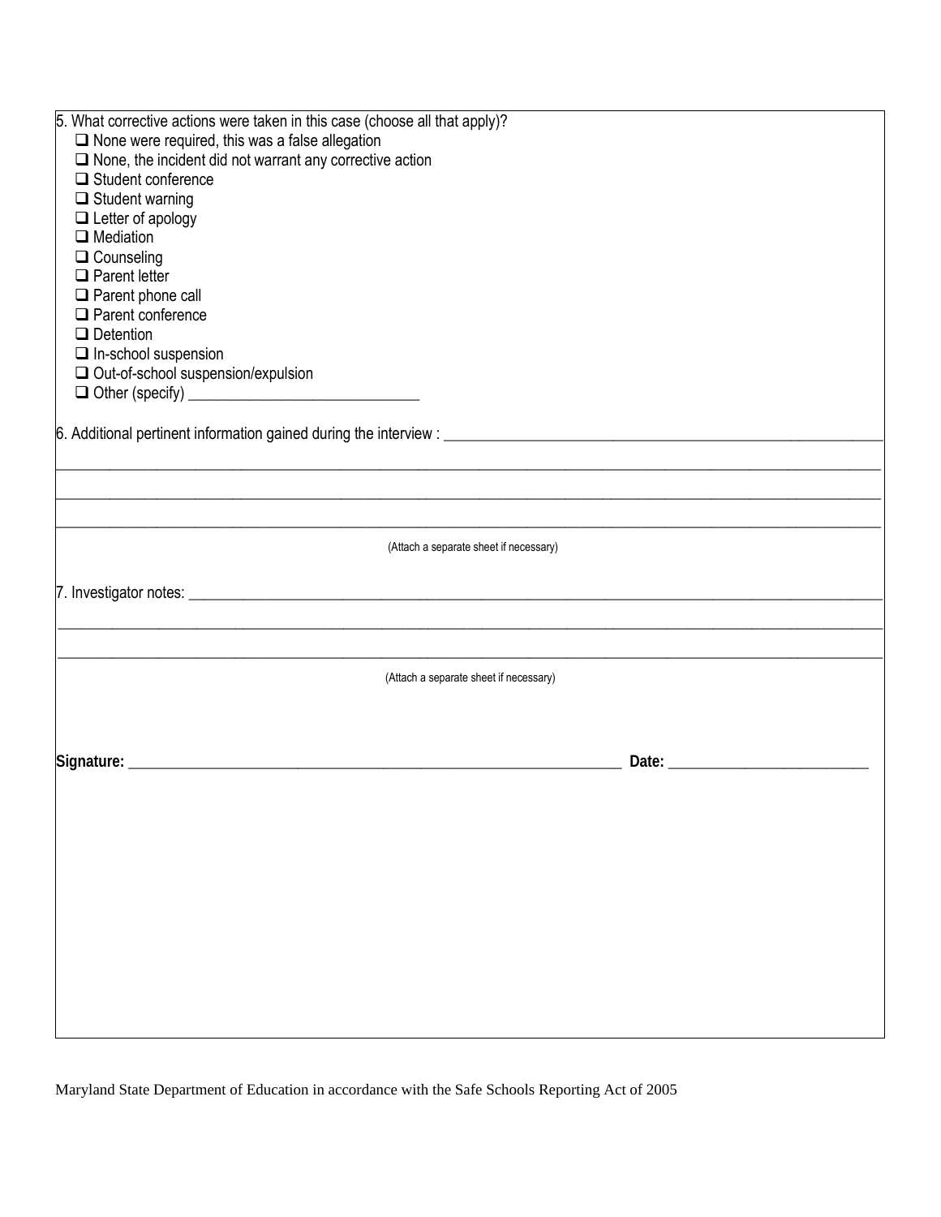5. What corrective actions were taken in this case (choose all that apply)?

- ☐ None were required, this was a false allegation
- ☐ None, the incident did not warrant any corrective action
- ☐ Student conference
- ☐ Student warning
- ☐ Letter of apology
- ☐ Mediation
- ☐ Counseling
- ☐ Parent letter
- ☐ Parent phone call
- ☐ Parent conference
- ☐ Detention
- ☐ In-school suspension
- ☐ Out-of-school suspension/expulsion
- ☐ Other (specify) ______________________________

6. Additional pertinent information gained during the interview : ______________________________________________________________

____________________________________________________________________________________________________

____________________________________________________________________________________________________

____________________________________________________________________________________________________

(Attach a separate sheet if necessary)

7. Investigator notes: ____________________________________________________________________________________

____________________________________________________________________________________________________

____________________________________________________________________________________________________

(Attach a separate sheet if necessary)

**Signature:** _____________________________________________________________________ **Date:** ___________________________

Maryland State Department of Education in accordance with the Safe Schools Reporting Act of 2005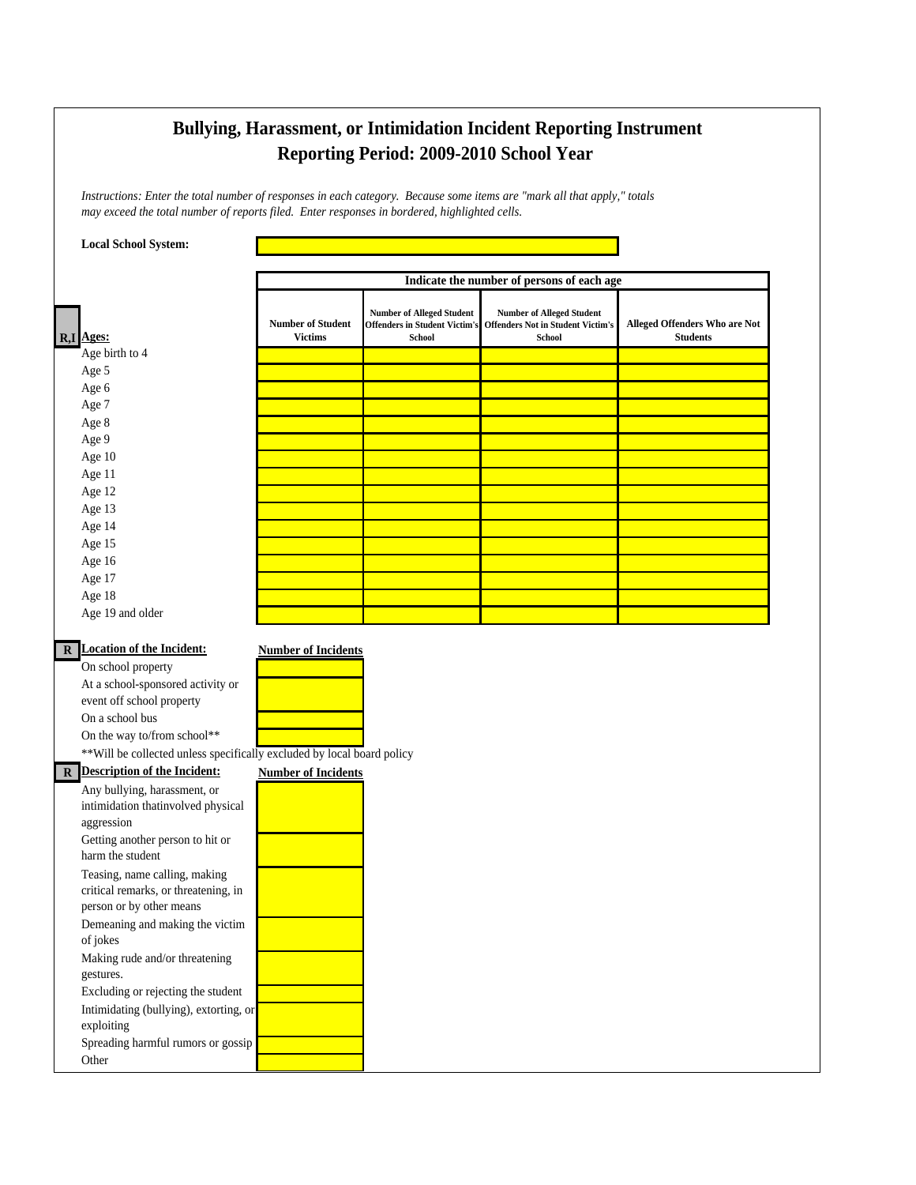# Bullying, Harassment, or Intimidation Incident Reporting Instrument
## Reporting Period: 2009-2010 School Year

*Instructions: Enter the total number of responses in each category. Because some items are "mark all that apply," totals may exceed the total number of reports filed. Enter responses in bordered, highlighted cells.*

**Local School System:** 

| | Indicate the number of persons of each age | | | |
|---|---|---|---|---|
| **R,I Ages:** | **Number of Student Victims** | **Number of Alleged Student Offenders in Student Victim's School** | **Number of Alleged Student Offenders Not in Student Victim's School** | **Alleged Offenders Who are Not Students** |
| Age birth to 4 | | | | |
| Age 5 | | | | |
| Age 6 | | | | |
| Age 7 | | | | |
| Age 8 | | | | |
| Age 9 | | | | |
| Age 10 | | | | |
| Age 11 | | | | |
| Age 12 | | | | |
| Age 13 | | | | |
| Age 14 | | | | |
| Age 15 | | | | |
| Age 16 | | | | |
| Age 17 | | | | |
| Age 18 | | | | |
| Age 19 and older | | | | |

| **R Location of the Incident:** | **Number of Incidents** |
|---|---|
| On school property | |
| At a school-sponsored activity or event off school property | |
| On a school bus | |
| On the way to/from school** | |

**Will be collected unless specifically excluded by local board policy

| **R Description of the Incident:** | **Number of Incidents** |
|---|---|
| Any bullying, harassment, or intimidation thatinvolved physical aggression | |
| Getting another person to hit or harm the student | |
| Teasing, name calling, making critical remarks, or threatening, in person or by other means | |
| Demeaning and making the victim of jokes | |
| Making rude and/or threatening gestures. | |
| Excluding or rejecting the student | |
| Intimidating (bullying), extorting, or exploiting | |
| Spreading harmful rumors or gossip | |
| Other | |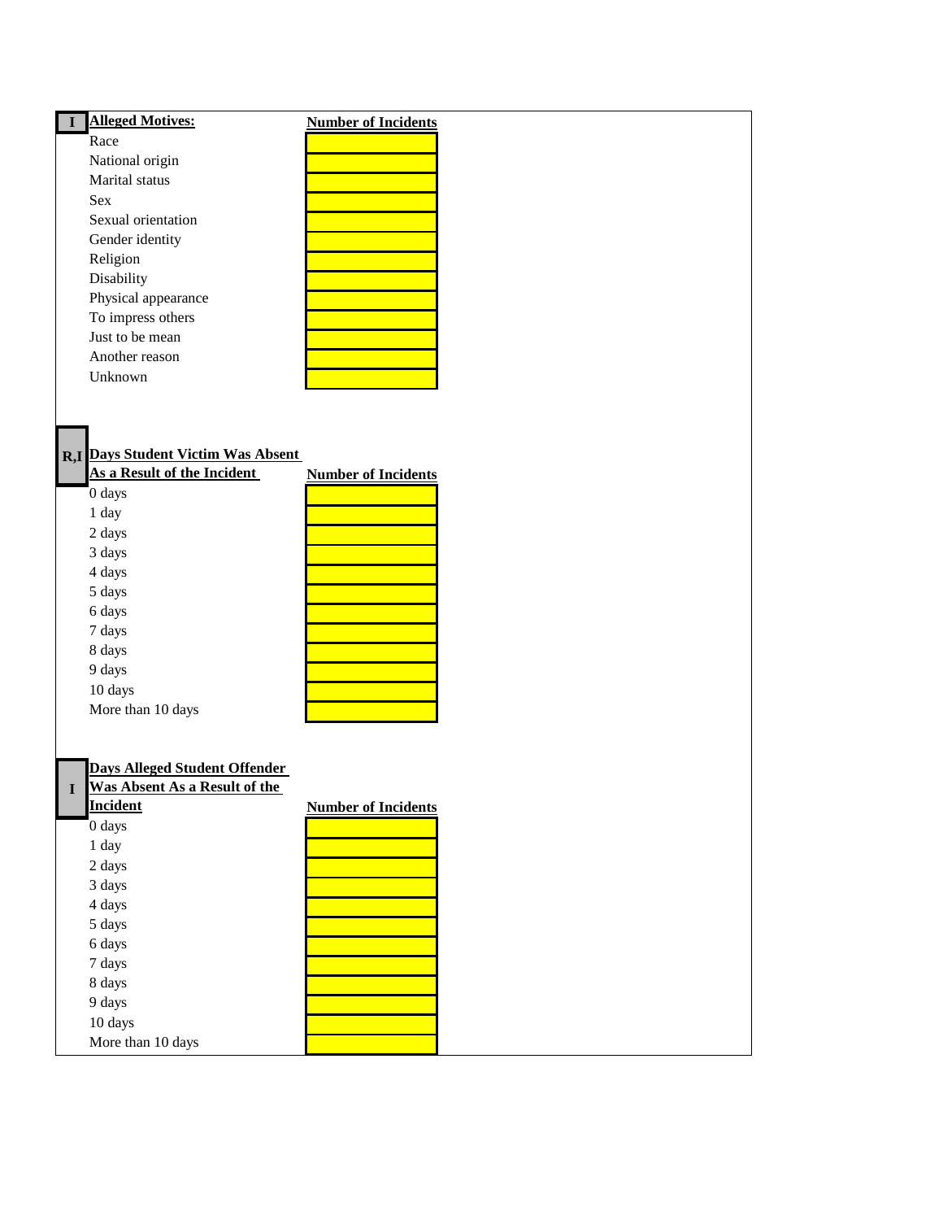| I | **Alleged Motives:** | **Number of Incidents** |
|---|---|---|
| | Race | |
| | National origin | |
| | Marital status | |
| | Sex | |
| | Sexual orientation | |
| | Gender identity | |
| | Religion | |
| | Disability | |
| | Physical appearance | |
| | To impress others | |
| | Just to be mean | |
| | Another reason | |
| | Unknown | |

| R,I | **Days Student Victim Was Absent As a Result of the Incident** | **Number of Incidents** |
|---|---|---|
| | 0 days | |
| | 1 day | |
| | 2 days | |
| | 3 days | |
| | 4 days | |
| | 5 days | |
| | 6 days | |
| | 7 days | |
| | 8 days | |
| | 9 days | |
| | 10 days | |
| | More than 10 days | |

| I | **Days Alleged Student Offender Was Absent As a Result of the Incident** | **Number of Incidents** |
|---|---|---|
| | 0 days | |
| | 1 day | |
| | 2 days | |
| | 3 days | |
| | 4 days | |
| | 5 days | |
| | 6 days | |
| | 7 days | |
| | 8 days | |
| | 9 days | |
| | 10 days | |
| | More than 10 days | |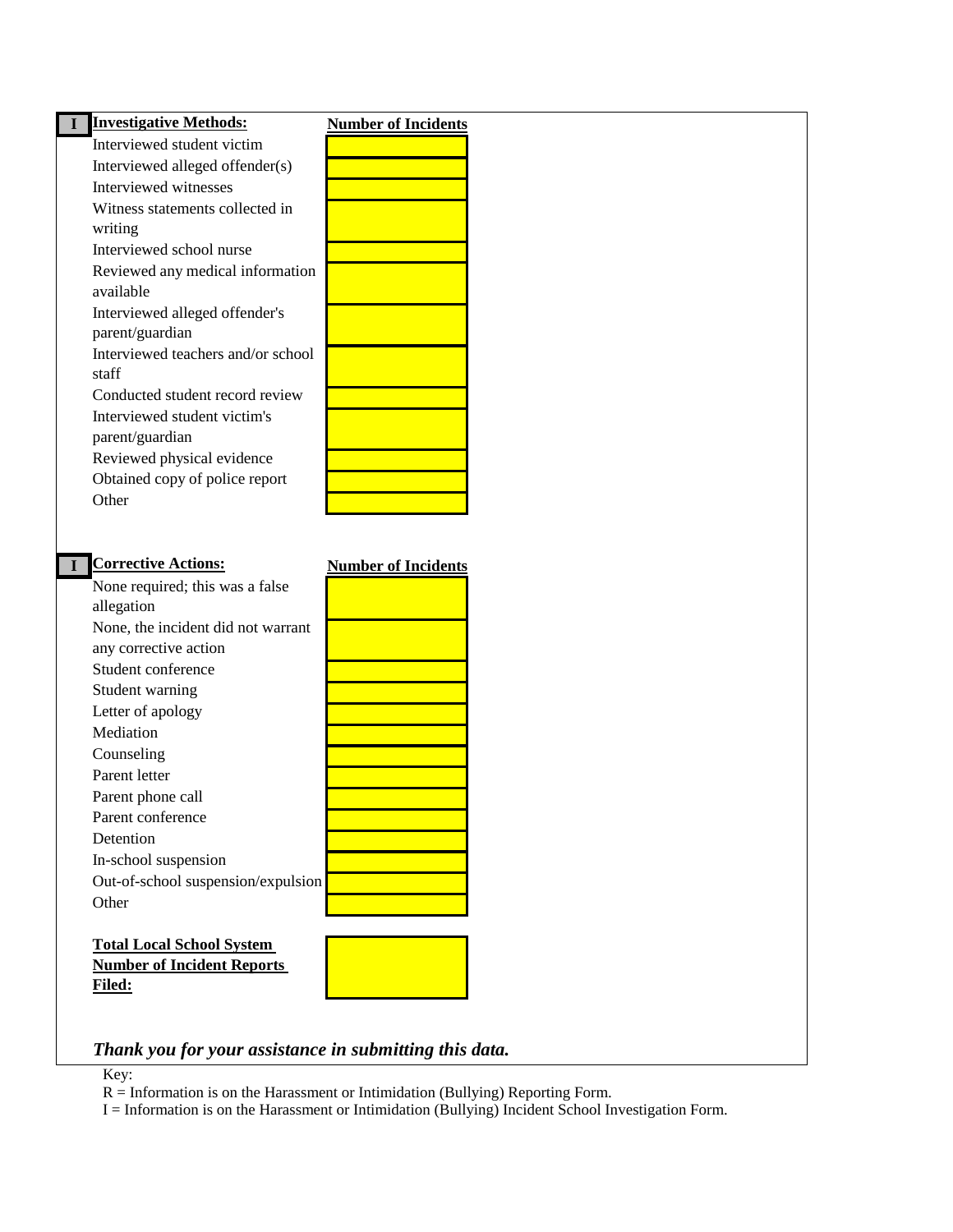| I | **Investigative Methods:** | **Number of Incidents** |
|---|---|---|
| | Interviewed student victim | |
| | Interviewed alleged offender(s) | |
| | Interviewed witnesses | |
| | Witness statements collected in writing | |
| | Interviewed school nurse | |
| | Reviewed any medical information available | |
| | Interviewed alleged offender's parent/guardian | |
| | Interviewed teachers and/or school staff | |
| | Conducted student record review | |
| | Interviewed student victim's parent/guardian | |
| | Reviewed physical evidence | |
| | Obtained copy of police report | |
| | Other | |

| I | **Corrective Actions:** | **Number of Incidents** |
|---|---|---|
| | None required; this was a false allegation | |
| | None, the incident did not warrant any corrective action | |
| | Student conference | |
| | Student warning | |
| | Letter of apology | |
| | Mediation | |
| | Counseling | |
| | Parent letter | |
| | Parent phone call | |
| | Parent conference | |
| | Detention | |
| | In-school suspension | |
| | Out-of-school suspension/expulsion | |
| | Other | |

| **Total Local School System Number of Incident Reports Filed:** | |
|---|---|

***Thank you for your assistance in submitting this data.***

Key:
R = Information is on the Harassment or Intimidation (Bullying) Reporting Form.
I = Information is on the Harassment or Intimidation (Bullying) Incident School Investigation Form.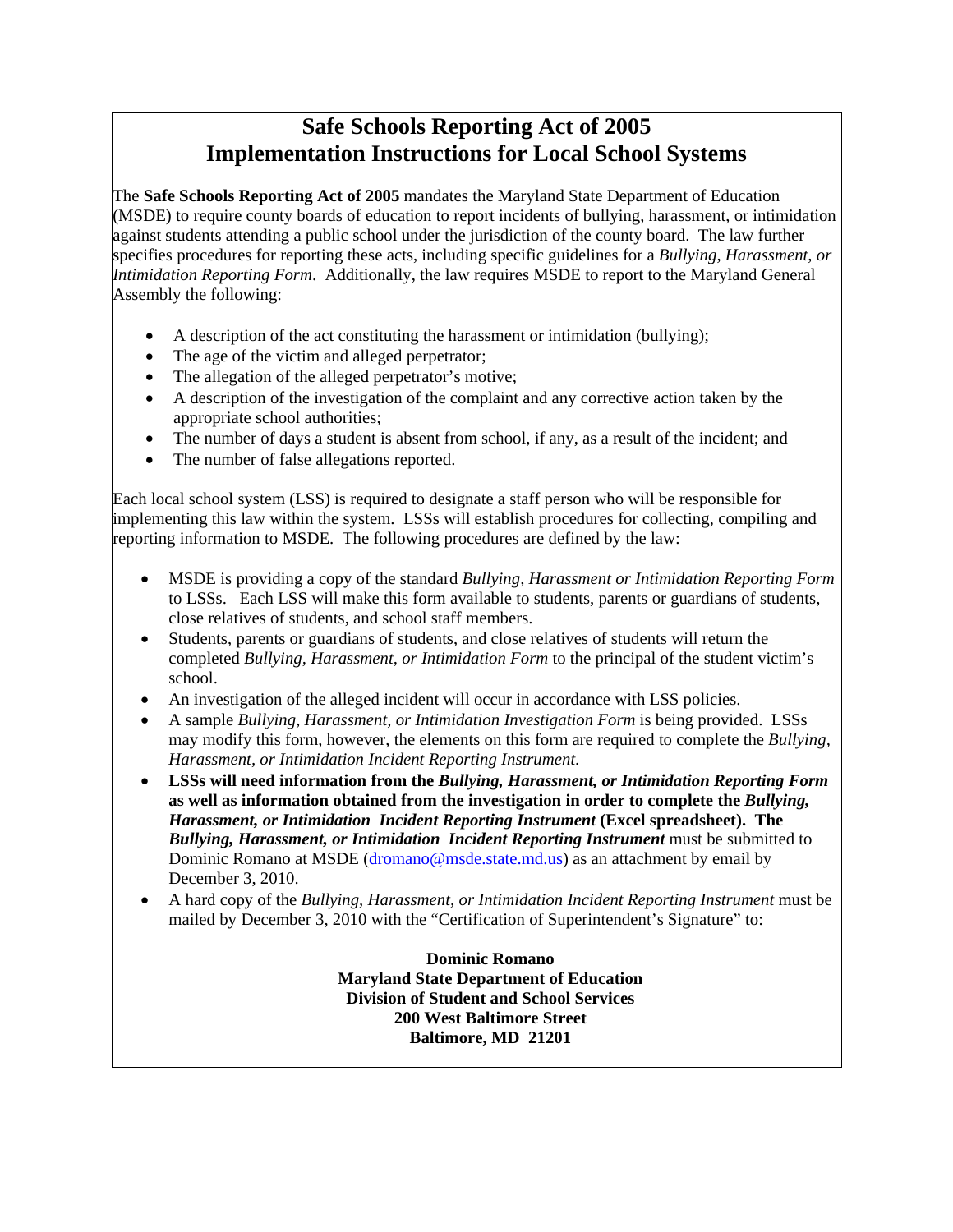# Safe Schools Reporting Act of 2005
# Implementation Instructions for Local School Systems

The **Safe Schools Reporting Act of 2005** mandates the Maryland State Department of Education (MSDE) to require county boards of education to report incidents of bullying, harassment, or intimidation against students attending a public school under the jurisdiction of the county board. The law further specifies procedures for reporting these acts, including specific guidelines for a *Bullying, Harassment, or Intimidation Reporting Form*. Additionally, the law requires MSDE to report to the Maryland General Assembly the following:

- A description of the act constituting the harassment or intimidation (bullying);
- The age of the victim and alleged perpetrator;
- The allegation of the alleged perpetrator's motive;
- A description of the investigation of the complaint and any corrective action taken by the appropriate school authorities;
- The number of days a student is absent from school, if any, as a result of the incident; and
- The number of false allegations reported.

Each local school system (LSS) is required to designate a staff person who will be responsible for implementing this law within the system. LSSs will establish procedures for collecting, compiling and reporting information to MSDE. The following procedures are defined by the law:

- MSDE is providing a copy of the standard *Bullying, Harassment or Intimidation Reporting Form* to LSSs. Each LSS will make this form available to students, parents or guardians of students, close relatives of students, and school staff members.
- Students, parents or guardians of students, and close relatives of students will return the completed *Bullying, Harassment, or Intimidation Form* to the principal of the student victim's school.
- An investigation of the alleged incident will occur in accordance with LSS policies.
- A sample *Bullying, Harassment, or Intimidation Investigation Form* is being provided. LSSs may modify this form, however, the elements on this form are required to complete the *Bullying, Harassment, or Intimidation Incident Reporting Instrument.*
- **LSSs will need information from the *Bullying, Harassment, or Intimidation Reporting Form* as well as information obtained from the investigation in order to complete the *Bullying, Harassment, or Intimidation Incident Reporting Instrument* (Excel spreadsheet). The *Bullying, Harassment, or Intimidation Incident Reporting Instrument*** must be submitted to Dominic Romano at MSDE (dromano@msde.state.md.us) as an attachment by email by December 3, 2010.
- A hard copy of the *Bullying, Harassment, or Intimidation Incident Reporting Instrument* must be mailed by December 3, 2010 with the "Certification of Superintendent's Signature" to:

**Dominic Romano**
**Maryland State Department of Education**
**Division of Student and School Services**
**200 West Baltimore Street**
**Baltimore, MD 21201**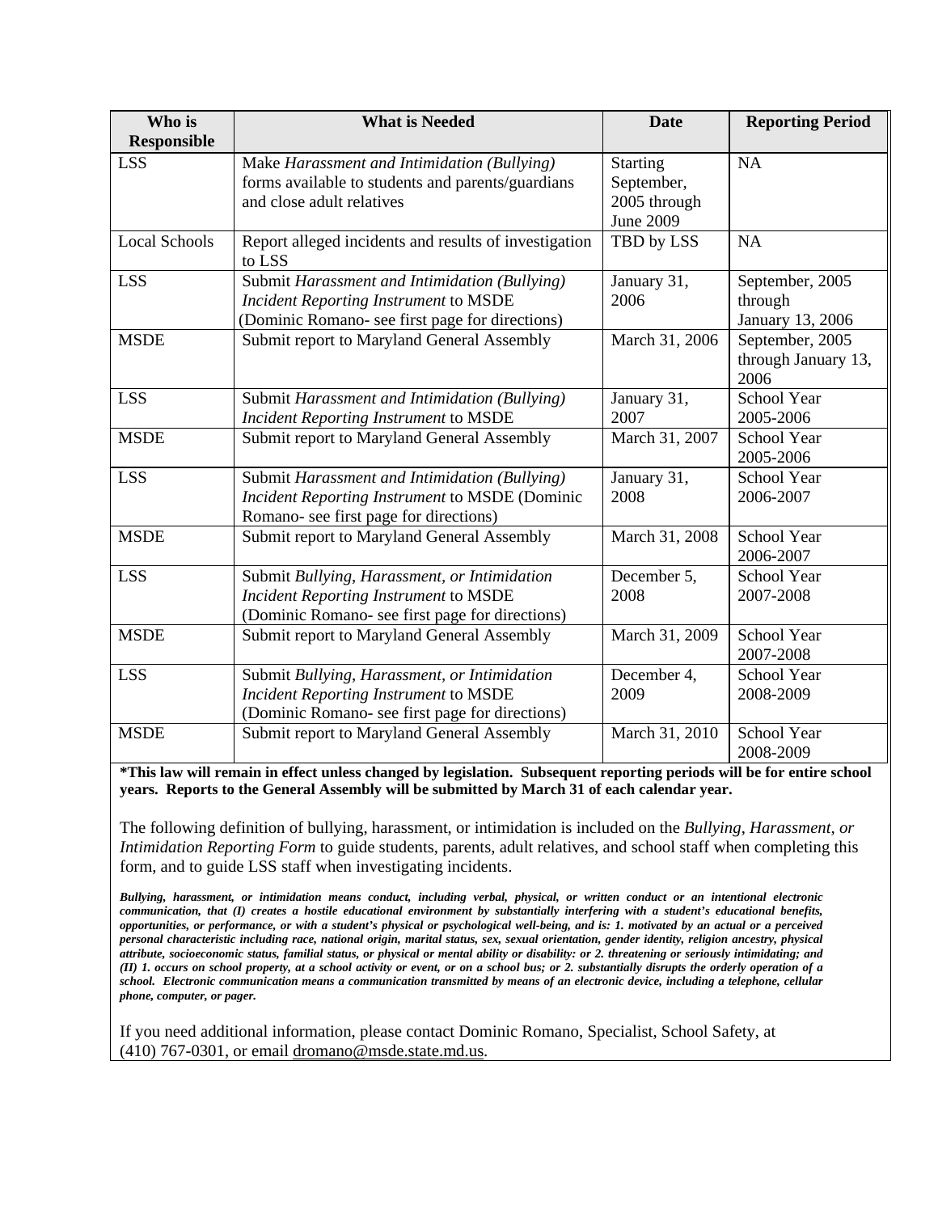| Who is Responsible | What is Needed | Date | Reporting Period |
|---|---|---|---|
| LSS | Make *Harassment and Intimidation (Bullying)* forms available to students and parents/guardians and close adult relatives | Starting September, 2005 through June 2009 | NA |
| Local Schools | Report alleged incidents and results of investigation to LSS | TBD by LSS | NA |
| LSS | Submit *Harassment and Intimidation (Bullying) Incident Reporting Instrument* to MSDE (Dominic Romano- see first page for directions) | January 31, 2006 | September, 2005 through January 13, 2006 |
| MSDE | Submit report to Maryland General Assembly | March 31, 2006 | September, 2005 through January 13, 2006 |
| LSS | Submit *Harassment and Intimidation (Bullying) Incident Reporting Instrument* to MSDE | January 31, 2007 | School Year 2005-2006 |
| MSDE | Submit report to Maryland General Assembly | March 31, 2007 | School Year 2005-2006 |
| LSS | Submit *Harassment and Intimidation (Bullying) Incident Reporting Instrument* to MSDE (Dominic Romano- see first page for directions) | January 31, 2008 | School Year 2006-2007 |
| MSDE | Submit report to Maryland General Assembly | March 31, 2008 | School Year 2006-2007 |
| LSS | Submit *Bullying, Harassment, or Intimidation Incident Reporting Instrument* to MSDE (Dominic Romano- see first page for directions) | December 5, 2008 | School Year 2007-2008 |
| MSDE | Submit report to Maryland General Assembly | March 31, 2009 | School Year 2007-2008 |
| LSS | Submit *Bullying, Harassment, or Intimidation Incident Reporting Instrument* to MSDE (Dominic Romano- see first page for directions) | December 4, 2009 | School Year 2008-2009 |
| MSDE | Submit report to Maryland General Assembly | March 31, 2010 | School Year 2008-2009 |

**\*This law will remain in effect unless changed by legislation. Subsequent reporting periods will be for entire school years. Reports to the General Assembly will be submitted by March 31 of each calendar year.**

The following definition of bullying, harassment, or intimidation is included on the *Bullying, Harassment, or Intimidation Reporting Form* to guide students, parents, adult relatives, and school staff when completing this form, and to guide LSS staff when investigating incidents.

***Bullying, harassment, or intimidation means conduct, including verbal, physical, or written conduct or an intentional electronic communication, that (I) creates a hostile educational environment by substantially interfering with a student's educational benefits, opportunities, or performance, or with a student's physical or psychological well-being, and is: 1. motivated by an actual or a perceived personal characteristic including race, national origin, marital status, sex, sexual orientation, gender identity, religion ancestry, physical attribute, socioeconomic status, familial status, or physical or mental ability or disability: or 2. threatening or seriously intimidating; and (II) 1. occurs on school property, at a school activity or event, or on a school bus; or 2. substantially disrupts the orderly operation of a school. Electronic communication means a communication transmitted by means of an electronic device, including a telephone, cellular phone, computer, or pager.***

If you need additional information, please contact Dominic Romano, Specialist, School Safety, at (410) 767-0301, or email dromano@msde.state.md.us.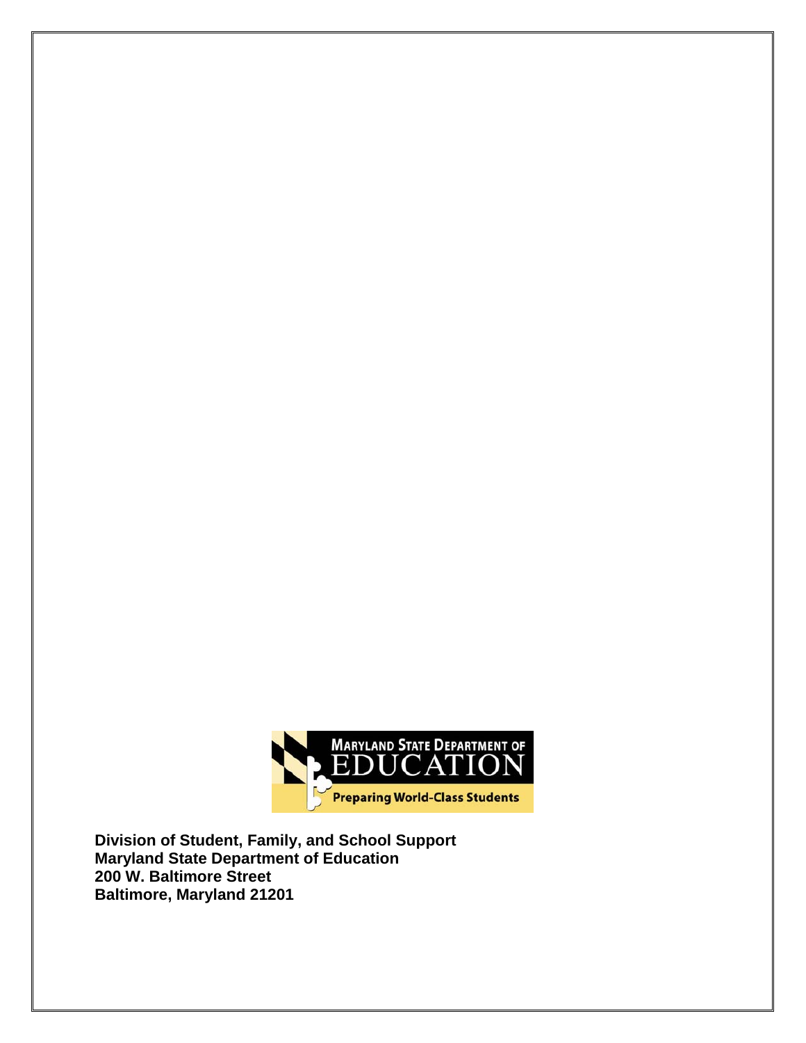MARYLAND STATE DEPARTMENT OF EDUCATION

Preparing World-Class Students

**Division of Student, Family, and School Support**
**Maryland State Department of Education**
**200 W. Baltimore Street**
**Baltimore, Maryland 21201**